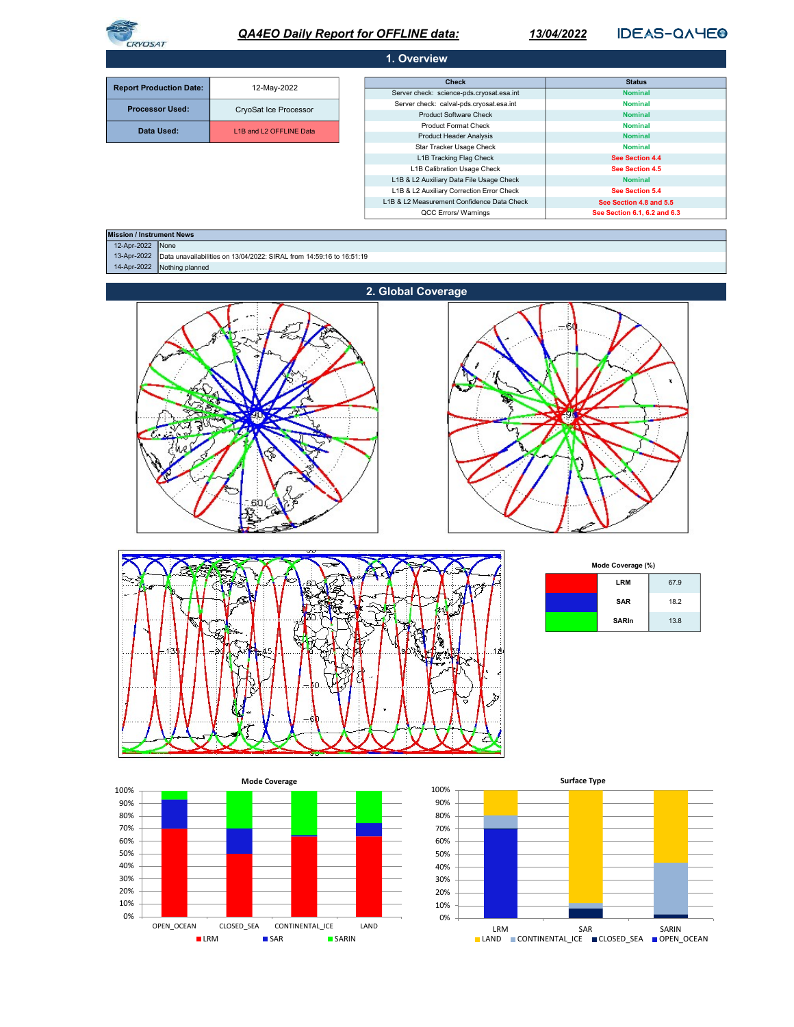# QA4EO Daily Report for OFFLINE data: 13/04/2022

CRYOSAT — IDEAS-QA4EO

## 1. Overview

| | |
|---|---|
| **Report Production Date:** | 12-May-2022 |
| **Processor Used:** | CryoSat Ice Processor |
| **Data Used:** | L1B and L2 OFFLINE Data |

| Check | Status |
|---|---|
| Server check: science-pds.cryosat.esa.int | Nominal |
| Server check: calval-pds.cryosat.esa.int | Nominal |
| Product Software Check | Nominal |
| Product Format Check | Nominal |
| Product Header Analysis | Nominal |
| Star Tracker Usage Check | Nominal |
| L1B Tracking Flag Check | See Section 4.4 |
| L1B Calibration Usage Check | See Section 4.5 |
| L1B & L2 Auxiliary Data File Usage Check | Nominal |
| L1B & L2 Auxiliary Correction Error Check | See Section 5.4 |
| L1B & L2 Measurement Confidence Data Check | See Section 4.8 and 5.5 |
| QCC Errors/ Warnings | See Section 6.1, 6.2 and 6.3 |

| Mission / Instrument News | |
|---|---|
| 12-Apr-2022 | None |
| 13-Apr-2022 | Data unavailabilities on 13/04/2022: SIRAL from 14:59:16 to 16:51:19 |
| 14-Apr-2022 | Nothing planned |

## 2. Global Coverage

**Mode Coverage (%)**

| Mode | % |
|---|---|
| LRM | 67.9 |
| SAR | 18.2 |
| SARIn | 13.8 |

Mode Coverage (chart: OPEN_OCEAN, CLOSED_SEA, CONTINENTAL_ICE, LAND; legend: LRM, SAR, SARIN)

Surface Type (chart: LRM, SAR, SARIN; legend: LAND, CONTINENTAL_ICE, CLOSED_SEA, OPEN_OCEAN)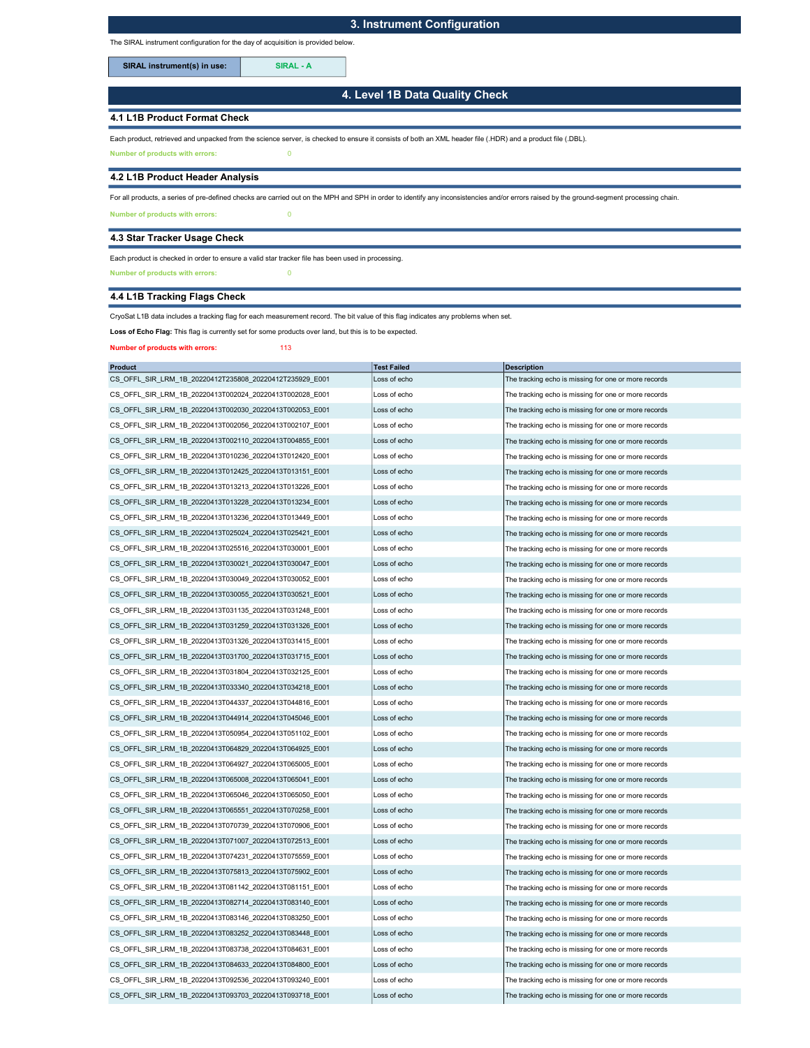## 3. Instrument Configuration

The SIRAL instrument configuration for the day of acquisition is provided below.

| SIRAL instrument(s) in use: | SIRAL - A |
|---|---|

## 4. Level 1B Data Quality Check

### 4.1 L1B Product Format Check

Each product, retrieved and unpacked from the science server, is checked to ensure it consists of both an XML header file (.HDR) and a product file (.DBL).

**Number of products with errors:** 0

### 4.2 L1B Product Header Analysis

For all products, a series of pre-defined checks are carried out on the MPH and SPH in order to identify any inconsistencies and/or errors raised by the ground-segment processing chain.

**Number of products with errors:** 0

### 4.3 Star Tracker Usage Check

Each product is checked in order to ensure a valid star tracker file has been used in processing.

**Number of products with errors:** 0

### 4.4 L1B Tracking Flags Check

CryoSat L1B data includes a tracking flag for each measurement record. The bit value of this flag indicates any problems when set.

**Loss of Echo Flag:** This flag is currently set for some products over land, but this is to be expected.

**Number of products with errors:** 113

| Product | Test Failed | Description |
|---|---|---|
| CS_OFFL_SIR_LRM_1B_20220412T235808_20220412T235929_E001 | Loss of echo | The tracking echo is missing for one or more records |
| CS_OFFL_SIR_LRM_1B_20220413T002024_20220413T002028_E001 | Loss of echo | The tracking echo is missing for one or more records |
| CS_OFFL_SIR_LRM_1B_20220413T002030_20220413T002053_E001 | Loss of echo | The tracking echo is missing for one or more records |
| CS_OFFL_SIR_LRM_1B_20220413T002056_20220413T002107_E001 | Loss of echo | The tracking echo is missing for one or more records |
| CS_OFFL_SIR_LRM_1B_20220413T002110_20220413T004855_E001 | Loss of echo | The tracking echo is missing for one or more records |
| CS_OFFL_SIR_LRM_1B_20220413T010236_20220413T012420_E001 | Loss of echo | The tracking echo is missing for one or more records |
| CS_OFFL_SIR_LRM_1B_20220413T012425_20220413T013151_E001 | Loss of echo | The tracking echo is missing for one or more records |
| CS_OFFL_SIR_LRM_1B_20220413T013213_20220413T013226_E001 | Loss of echo | The tracking echo is missing for one or more records |
| CS_OFFL_SIR_LRM_1B_20220413T013228_20220413T013234_E001 | Loss of echo | The tracking echo is missing for one or more records |
| CS_OFFL_SIR_LRM_1B_20220413T013236_20220413T013449_E001 | Loss of echo | The tracking echo is missing for one or more records |
| CS_OFFL_SIR_LRM_1B_20220413T025024_20220413T025421_E001 | Loss of echo | The tracking echo is missing for one or more records |
| CS_OFFL_SIR_LRM_1B_20220413T025516_20220413T030001_E001 | Loss of echo | The tracking echo is missing for one or more records |
| CS_OFFL_SIR_LRM_1B_20220413T030021_20220413T030047_E001 | Loss of echo | The tracking echo is missing for one or more records |
| CS_OFFL_SIR_LRM_1B_20220413T030049_20220413T030052_E001 | Loss of echo | The tracking echo is missing for one or more records |
| CS_OFFL_SIR_LRM_1B_20220413T030055_20220413T030521_E001 | Loss of echo | The tracking echo is missing for one or more records |
| CS_OFFL_SIR_LRM_1B_20220413T031135_20220413T031248_E001 | Loss of echo | The tracking echo is missing for one or more records |
| CS_OFFL_SIR_LRM_1B_20220413T031259_20220413T031326_E001 | Loss of echo | The tracking echo is missing for one or more records |
| CS_OFFL_SIR_LRM_1B_20220413T031326_20220413T031415_E001 | Loss of echo | The tracking echo is missing for one or more records |
| CS_OFFL_SIR_LRM_1B_20220413T031700_20220413T031715_E001 | Loss of echo | The tracking echo is missing for one or more records |
| CS_OFFL_SIR_LRM_1B_20220413T031804_20220413T032125_E001 | Loss of echo | The tracking echo is missing for one or more records |
| CS_OFFL_SIR_LRM_1B_20220413T033340_20220413T034218_E001 | Loss of echo | The tracking echo is missing for one or more records |
| CS_OFFL_SIR_LRM_1B_20220413T044337_20220413T044816_E001 | Loss of echo | The tracking echo is missing for one or more records |
| CS_OFFL_SIR_LRM_1B_20220413T044914_20220413T045046_E001 | Loss of echo | The tracking echo is missing for one or more records |
| CS_OFFL_SIR_LRM_1B_20220413T050954_20220413T051102_E001 | Loss of echo | The tracking echo is missing for one or more records |
| CS_OFFL_SIR_LRM_1B_20220413T064829_20220413T064925_E001 | Loss of echo | The tracking echo is missing for one or more records |
| CS_OFFL_SIR_LRM_1B_20220413T064927_20220413T065005_E001 | Loss of echo | The tracking echo is missing for one or more records |
| CS_OFFL_SIR_LRM_1B_20220413T065008_20220413T065041_E001 | Loss of echo | The tracking echo is missing for one or more records |
| CS_OFFL_SIR_LRM_1B_20220413T065046_20220413T065050_E001 | Loss of echo | The tracking echo is missing for one or more records |
| CS_OFFL_SIR_LRM_1B_20220413T065551_20220413T070258_E001 | Loss of echo | The tracking echo is missing for one or more records |
| CS_OFFL_SIR_LRM_1B_20220413T070739_20220413T070906_E001 | Loss of echo | The tracking echo is missing for one or more records |
| CS_OFFL_SIR_LRM_1B_20220413T071007_20220413T072513_E001 | Loss of echo | The tracking echo is missing for one or more records |
| CS_OFFL_SIR_LRM_1B_20220413T074231_20220413T075559_E001 | Loss of echo | The tracking echo is missing for one or more records |
| CS_OFFL_SIR_LRM_1B_20220413T075813_20220413T075902_E001 | Loss of echo | The tracking echo is missing for one or more records |
| CS_OFFL_SIR_LRM_1B_20220413T081142_20220413T081151_E001 | Loss of echo | The tracking echo is missing for one or more records |
| CS_OFFL_SIR_LRM_1B_20220413T082714_20220413T083140_E001 | Loss of echo | The tracking echo is missing for one or more records |
| CS_OFFL_SIR_LRM_1B_20220413T083146_20220413T083250_E001 | Loss of echo | The tracking echo is missing for one or more records |
| CS_OFFL_SIR_LRM_1B_20220413T083252_20220413T083448_E001 | Loss of echo | The tracking echo is missing for one or more records |
| CS_OFFL_SIR_LRM_1B_20220413T083738_20220413T084631_E001 | Loss of echo | The tracking echo is missing for one or more records |
| CS_OFFL_SIR_LRM_1B_20220413T084633_20220413T084800_E001 | Loss of echo | The tracking echo is missing for one or more records |
| CS_OFFL_SIR_LRM_1B_20220413T092536_20220413T093240_E001 | Loss of echo | The tracking echo is missing for one or more records |
| CS_OFFL_SIR_LRM_1B_20220413T093703_20220413T093718_E001 | Loss of echo | The tracking echo is missing for one or more records |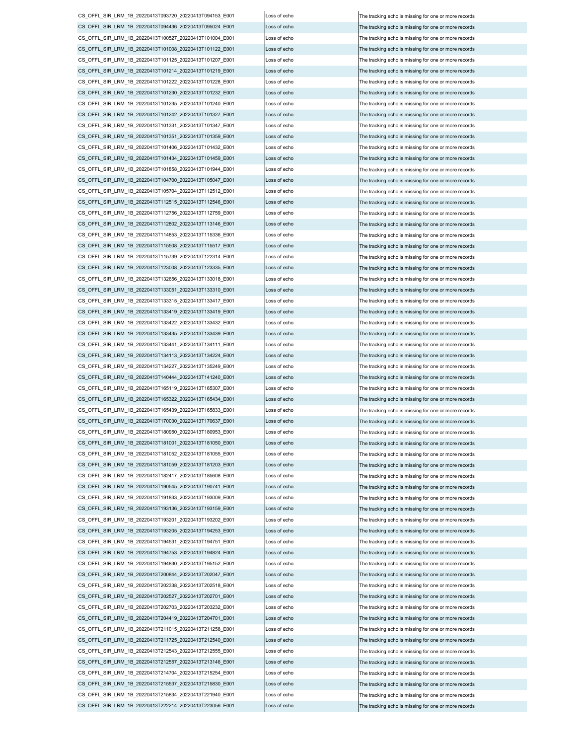| | | |
|---|---|---|
| CS_OFFL_SIR_LRM_1B_20220413T093720_20220413T094153_E001 | Loss of echo | The tracking echo is missing for one or more records |
| CS_OFFL_SIR_LRM_1B_20220413T094436_20220413T095024_E001 | Loss of echo | The tracking echo is missing for one or more records |
| CS_OFFL_SIR_LRM_1B_20220413T100527_20220413T101004_E001 | Loss of echo | The tracking echo is missing for one or more records |
| CS_OFFL_SIR_LRM_1B_20220413T101008_20220413T101122_E001 | Loss of echo | The tracking echo is missing for one or more records |
| CS_OFFL_SIR_LRM_1B_20220413T101125_20220413T101207_E001 | Loss of echo | The tracking echo is missing for one or more records |
| CS_OFFL_SIR_LRM_1B_20220413T101214_20220413T101219_E001 | Loss of echo | The tracking echo is missing for one or more records |
| CS_OFFL_SIR_LRM_1B_20220413T101222_20220413T101228_E001 | Loss of echo | The tracking echo is missing for one or more records |
| CS_OFFL_SIR_LRM_1B_20220413T101230_20220413T101232_E001 | Loss of echo | The tracking echo is missing for one or more records |
| CS_OFFL_SIR_LRM_1B_20220413T101235_20220413T101240_E001 | Loss of echo | The tracking echo is missing for one or more records |
| CS_OFFL_SIR_LRM_1B_20220413T101242_20220413T101327_E001 | Loss of echo | The tracking echo is missing for one or more records |
| CS_OFFL_SIR_LRM_1B_20220413T101331_20220413T101347_E001 | Loss of echo | The tracking echo is missing for one or more records |
| CS_OFFL_SIR_LRM_1B_20220413T101351_20220413T101359_E001 | Loss of echo | The tracking echo is missing for one or more records |
| CS_OFFL_SIR_LRM_1B_20220413T101406_20220413T101432_E001 | Loss of echo | The tracking echo is missing for one or more records |
| CS_OFFL_SIR_LRM_1B_20220413T101434_20220413T101459_E001 | Loss of echo | The tracking echo is missing for one or more records |
| CS_OFFL_SIR_LRM_1B_20220413T101858_20220413T101944_E001 | Loss of echo | The tracking echo is missing for one or more records |
| CS_OFFL_SIR_LRM_1B_20220413T104700_20220413T105047_E001 | Loss of echo | The tracking echo is missing for one or more records |
| CS_OFFL_SIR_LRM_1B_20220413T105704_20220413T112512_E001 | Loss of echo | The tracking echo is missing for one or more records |
| CS_OFFL_SIR_LRM_1B_20220413T112515_20220413T112546_E001 | Loss of echo | The tracking echo is missing for one or more records |
| CS_OFFL_SIR_LRM_1B_20220413T112756_20220413T112759_E001 | Loss of echo | The tracking echo is missing for one or more records |
| CS_OFFL_SIR_LRM_1B_20220413T112802_20220413T113146_E001 | Loss of echo | The tracking echo is missing for one or more records |
| CS_OFFL_SIR_LRM_1B_20220413T114853_20220413T115336_E001 | Loss of echo | The tracking echo is missing for one or more records |
| CS_OFFL_SIR_LRM_1B_20220413T115508_20220413T115517_E001 | Loss of echo | The tracking echo is missing for one or more records |
| CS_OFFL_SIR_LRM_1B_20220413T115739_20220413T122314_E001 | Loss of echo | The tracking echo is missing for one or more records |
| CS_OFFL_SIR_LRM_1B_20220413T123008_20220413T123335_E001 | Loss of echo | The tracking echo is missing for one or more records |
| CS_OFFL_SIR_LRM_1B_20220413T132656_20220413T133018_E001 | Loss of echo | The tracking echo is missing for one or more records |
| CS_OFFL_SIR_LRM_1B_20220413T133051_20220413T133310_E001 | Loss of echo | The tracking echo is missing for one or more records |
| CS_OFFL_SIR_LRM_1B_20220413T133315_20220413T133417_E001 | Loss of echo | The tracking echo is missing for one or more records |
| CS_OFFL_SIR_LRM_1B_20220413T133419_20220413T133419_E001 | Loss of echo | The tracking echo is missing for one or more records |
| CS_OFFL_SIR_LRM_1B_20220413T133422_20220413T133432_E001 | Loss of echo | The tracking echo is missing for one or more records |
| CS_OFFL_SIR_LRM_1B_20220413T133435_20220413T133439_E001 | Loss of echo | The tracking echo is missing for one or more records |
| CS_OFFL_SIR_LRM_1B_20220413T133441_20220413T134111_E001 | Loss of echo | The tracking echo is missing for one or more records |
| CS_OFFL_SIR_LRM_1B_20220413T134113_20220413T134224_E001 | Loss of echo | The tracking echo is missing for one or more records |
| CS_OFFL_SIR_LRM_1B_20220413T134227_20220413T135249_E001 | Loss of echo | The tracking echo is missing for one or more records |
| CS_OFFL_SIR_LRM_1B_20220413T140444_20220413T141240_E001 | Loss of echo | The tracking echo is missing for one or more records |
| CS_OFFL_SIR_LRM_1B_20220413T165119_20220413T165307_E001 | Loss of echo | The tracking echo is missing for one or more records |
| CS_OFFL_SIR_LRM_1B_20220413T165322_20220413T165434_E001 | Loss of echo | The tracking echo is missing for one or more records |
| CS_OFFL_SIR_LRM_1B_20220413T165439_20220413T165833_E001 | Loss of echo | The tracking echo is missing for one or more records |
| CS_OFFL_SIR_LRM_1B_20220413T170030_20220413T170637_E001 | Loss of echo | The tracking echo is missing for one or more records |
| CS_OFFL_SIR_LRM_1B_20220413T180950_20220413T180953_E001 | Loss of echo | The tracking echo is missing for one or more records |
| CS_OFFL_SIR_LRM_1B_20220413T181001_20220413T181050_E001 | Loss of echo | The tracking echo is missing for one or more records |
| CS_OFFL_SIR_LRM_1B_20220413T181052_20220413T181055_E001 | Loss of echo | The tracking echo is missing for one or more records |
| CS_OFFL_SIR_LRM_1B_20220413T181059_20220413T181203_E001 | Loss of echo | The tracking echo is missing for one or more records |
| CS_OFFL_SIR_LRM_1B_20220413T182417_20220413T185608_E001 | Loss of echo | The tracking echo is missing for one or more records |
| CS_OFFL_SIR_LRM_1B_20220413T190545_20220413T190741_E001 | Loss of echo | The tracking echo is missing for one or more records |
| CS_OFFL_SIR_LRM_1B_20220413T191833_20220413T193009_E001 | Loss of echo | The tracking echo is missing for one or more records |
| CS_OFFL_SIR_LRM_1B_20220413T193136_20220413T193159_E001 | Loss of echo | The tracking echo is missing for one or more records |
| CS_OFFL_SIR_LRM_1B_20220413T193201_20220413T193202_E001 | Loss of echo | The tracking echo is missing for one or more records |
| CS_OFFL_SIR_LRM_1B_20220413T193205_20220413T194253_E001 | Loss of echo | The tracking echo is missing for one or more records |
| CS_OFFL_SIR_LRM_1B_20220413T194531_20220413T194751_E001 | Loss of echo | The tracking echo is missing for one or more records |
| CS_OFFL_SIR_LRM_1B_20220413T194753_20220413T194824_E001 | Loss of echo | The tracking echo is missing for one or more records |
| CS_OFFL_SIR_LRM_1B_20220413T194830_20220413T195152_E001 | Loss of echo | The tracking echo is missing for one or more records |
| CS_OFFL_SIR_LRM_1B_20220413T200844_20220413T202047_E001 | Loss of echo | The tracking echo is missing for one or more records |
| CS_OFFL_SIR_LRM_1B_20220413T202338_20220413T202518_E001 | Loss of echo | The tracking echo is missing for one or more records |
| CS_OFFL_SIR_LRM_1B_20220413T202527_20220413T202701_E001 | Loss of echo | The tracking echo is missing for one or more records |
| CS_OFFL_SIR_LRM_1B_20220413T202703_20220413T203232_E001 | Loss of echo | The tracking echo is missing for one or more records |
| CS_OFFL_SIR_LRM_1B_20220413T204419_20220413T204701_E001 | Loss of echo | The tracking echo is missing for one or more records |
| CS_OFFL_SIR_LRM_1B_20220413T211015_20220413T211258_E001 | Loss of echo | The tracking echo is missing for one or more records |
| CS_OFFL_SIR_LRM_1B_20220413T211725_20220413T212540_E001 | Loss of echo | The tracking echo is missing for one or more records |
| CS_OFFL_SIR_LRM_1B_20220413T212543_20220413T212555_E001 | Loss of echo | The tracking echo is missing for one or more records |
| CS_OFFL_SIR_LRM_1B_20220413T212557_20220413T213146_E001 | Loss of echo | The tracking echo is missing for one or more records |
| CS_OFFL_SIR_LRM_1B_20220413T214704_20220413T215254_E001 | Loss of echo | The tracking echo is missing for one or more records |
| CS_OFFL_SIR_LRM_1B_20220413T215537_20220413T215830_E001 | Loss of echo | The tracking echo is missing for one or more records |
| CS_OFFL_SIR_LRM_1B_20220413T215834_20220413T221940_E001 | Loss of echo | The tracking echo is missing for one or more records |
| CS_OFFL_SIR_LRM_1B_20220413T222214_20220413T223056_E001 | Loss of echo | The tracking echo is missing for one or more records |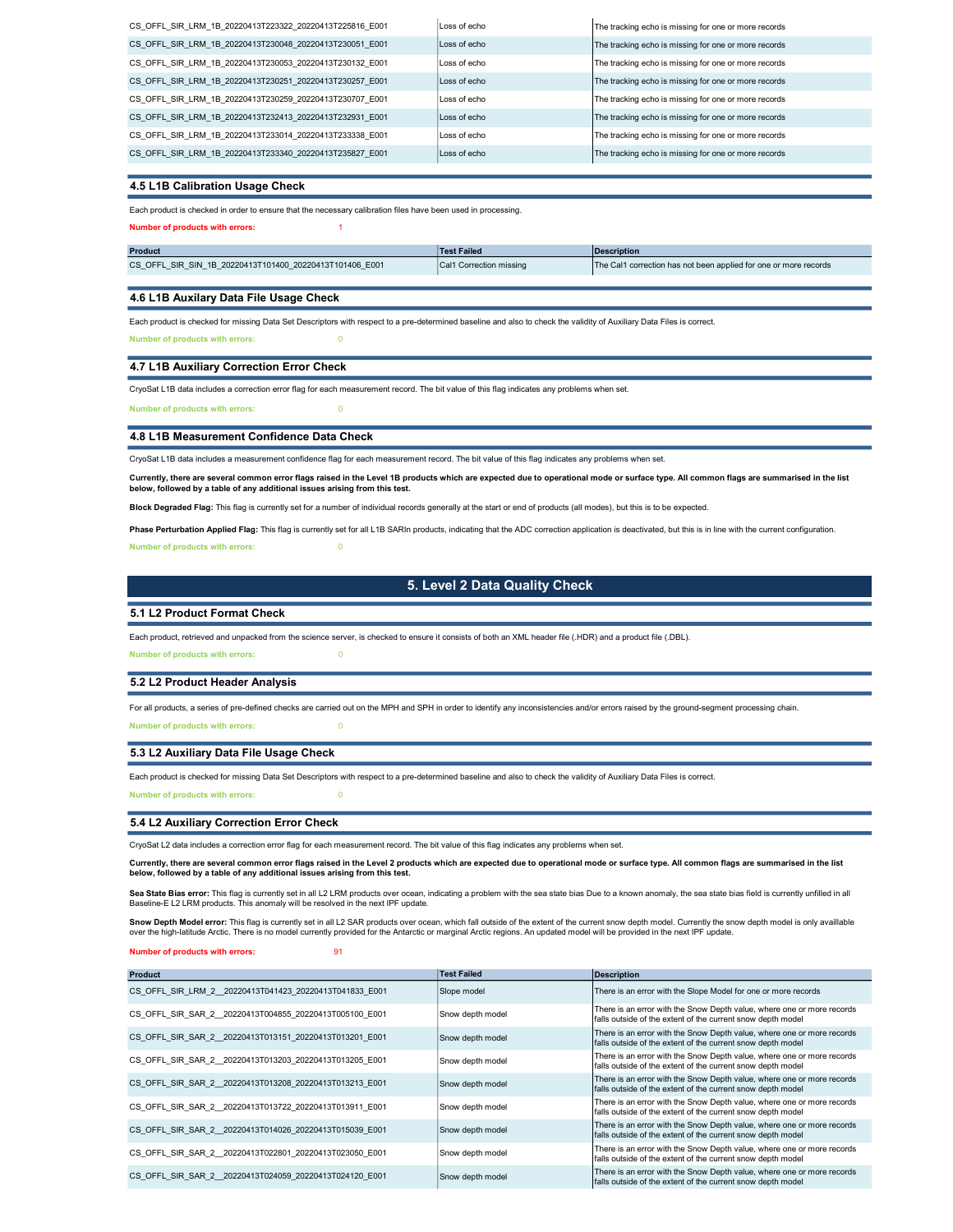| | | |
|---|---|---|
| CS_OFFL_SIR_LRM_1B_20220413T223322_20220413T225816_E001 | Loss of echo | The tracking echo is missing for one or more records |
| CS_OFFL_SIR_LRM_1B_20220413T230048_20220413T230051_E001 | Loss of echo | The tracking echo is missing for one or more records |
| CS_OFFL_SIR_LRM_1B_20220413T230053_20220413T230132_E001 | Loss of echo | The tracking echo is missing for one or more records |
| CS_OFFL_SIR_LRM_1B_20220413T230251_20220413T230257_E001 | Loss of echo | The tracking echo is missing for one or more records |
| CS_OFFL_SIR_LRM_1B_20220413T230259_20220413T230707_E001 | Loss of echo | The tracking echo is missing for one or more records |
| CS_OFFL_SIR_LRM_1B_20220413T232413_20220413T232931_E001 | Loss of echo | The tracking echo is missing for one or more records |
| CS_OFFL_SIR_LRM_1B_20220413T233014_20220413T233338_E001 | Loss of echo | The tracking echo is missing for one or more records |
| CS_OFFL_SIR_LRM_1B_20220413T233340_20220413T235827_E001 | Loss of echo | The tracking echo is missing for one or more records |

### 4.5 L1B Calibration Usage Check

Each product is checked in order to ensure that the necessary calibration files have been used in processing.

**Number of products with errors:** 1

| Product | Test Failed | Description |
|---|---|---|
| CS_OFFL_SIR_SIN_1B_20220413T101400_20220413T101406_E001 | Cal1 Correction missing | The Cal1 correction has not been applied for one or more records |

### 4.6 L1B Auxilary Data File Usage Check

Each product is checked for missing Data Set Descriptors with respect to a pre-determined baseline and also to check the validity of Auxiliary Data Files is correct.

**Number of products with errors:** 0

### 4.7 L1B Auxiliary Correction Error Check

CryoSat L1B data includes a correction error flag for each measurement record. The bit value of this flag indicates any problems when set.

**Number of products with errors:** 0

### 4.8 L1B Measurement Confidence Data Check

CryoSat L1B data includes a measurement confidence flag for each measurement record. The bit value of this flag indicates any problems when set.

**Currently, there are several common error flags raised in the Level 1B products which are expected due to operational mode or surface type. All common flags are summarised in the list below, followed by a table of any additional issues arising from this test.**

**Block Degraded Flag:** This flag is currently set for a number of individual records generally at the start or end of products (all modes), but this is to be expected.

**Phase Perturbation Applied Flag:** This flag is currently set for all L1B SARIn products, indicating that the ADC correction application is deactivated, but this is in line with the current configuration.

**Number of products with errors:** 0

## 5. Level 2 Data Quality Check

### 5.1 L2 Product Format Check

Each product, retrieved and unpacked from the science server, is checked to ensure it consists of both an XML header file (.HDR) and a product file (.DBL).

**Number of products with errors:** 0

### 5.2 L2 Product Header Analysis

For all products, a series of pre-defined checks are carried out on the MPH and SPH in order to identify any inconsistencies and/or errors raised by the ground-segment processing chain.

**Number of products with errors:** 0

### 5.3 L2 Auxiliary Data File Usage Check

Each product is checked for missing Data Set Descriptors with respect to a pre-determined baseline and also to check the validity of Auxiliary Data Files is correct.

**Number of products with errors:** 0

### 5.4 L2 Auxiliary Correction Error Check

CryoSat L2 data includes a correction error flag for each measurement record. The bit value of this flag indicates any problems when set.

**Currently, there are several common error flags raised in the Level 2 products which are expected due to operational mode or surface type. All common flags are summarised in the list below, followed by a table of any additional issues arising from this test.**

**Sea State Bias error:** This flag is currently set in all L2 LRM products over ocean, indicating a problem with the sea state bias Due to a known anomaly, the sea state bias field is currently unfilled in all Baseline-E L2 LRM products. This anomaly will be resolved in the next IPF update.

**Snow Depth Model error:** This flag is currently set in all L2 SAR products over ocean, which fall outside of the extent of the current snow depth model. Currently the snow depth model is only availlable over the high-latitude Arctic. There is no model currently provided for the Antarctic or marginal Arctic regions. An updated model will be provided in the next IPF update.

**Number of products with errors:** 91

| Product | Test Failed | Description |
|---|---|---|
| CS_OFFL_SIR_LRM_2__20220413T041423_20220413T041833_E001 | Slope model | There is an error with the Slope Model for one or more records |
| CS_OFFL_SIR_SAR_2__20220413T004855_20220413T005100_E001 | Snow depth model | There is an error with the Snow Depth value, where one or more records falls outside of the extent of the current snow depth model |
| CS_OFFL_SIR_SAR_2__20220413T013151_20220413T013201_E001 | Snow depth model | There is an error with the Snow Depth value, where one or more records falls outside of the extent of the current snow depth model |
| CS_OFFL_SIR_SAR_2__20220413T013203_20220413T013205_E001 | Snow depth model | There is an error with the Snow Depth value, where one or more records falls outside of the extent of the current snow depth model |
| CS_OFFL_SIR_SAR_2__20220413T013208_20220413T013213_E001 | Snow depth model | There is an error with the Snow Depth value, where one or more records falls outside of the extent of the current snow depth model |
| CS_OFFL_SIR_SAR_2__20220413T013722_20220413T013911_E001 | Snow depth model | There is an error with the Snow Depth value, where one or more records falls outside of the extent of the current snow depth model |
| CS_OFFL_SIR_SAR_2__20220413T014026_20220413T015039_E001 | Snow depth model | There is an error with the Snow Depth value, where one or more records falls outside of the extent of the current snow depth model |
| CS_OFFL_SIR_SAR_2__20220413T022801_20220413T023050_E001 | Snow depth model | There is an error with the Snow Depth value, where one or more records falls outside of the extent of the current snow depth model |
| CS_OFFL_SIR_SAR_2__20220413T024059_20220413T024120_E001 | Snow depth model | There is an error with the Snow Depth value, where one or more records falls outside of the extent of the current snow depth model |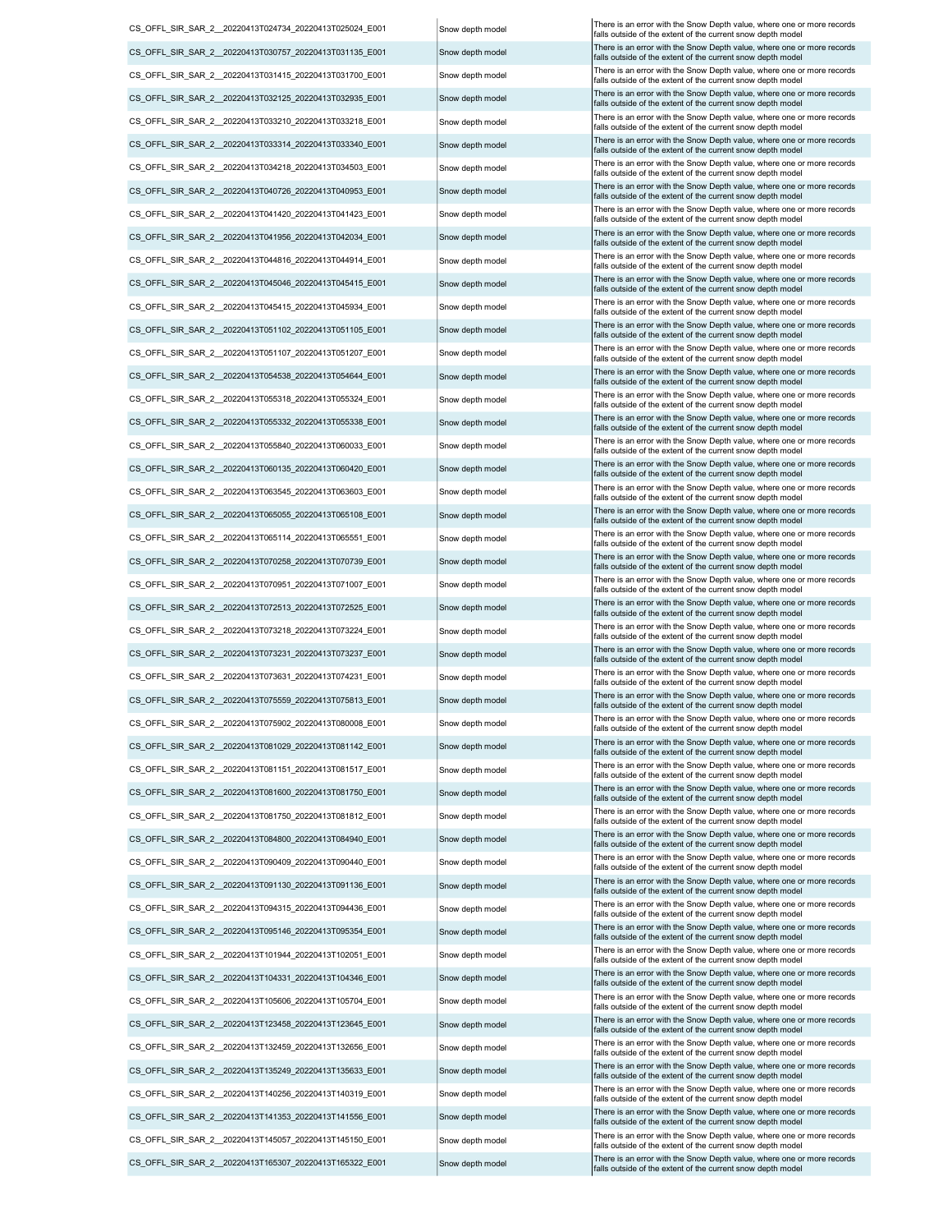| | | |
|---|---|---|
| CS_OFFL_SIR_SAR_2__20220413T024734_20220413T025024_E001 | Snow depth model | There is an error with the Snow Depth value, where one or more records falls outside of the extent of the current snow depth model |
| CS_OFFL_SIR_SAR_2__20220413T030757_20220413T031135_E001 | Snow depth model | There is an error with the Snow Depth value, where one or more records falls outside of the extent of the current snow depth model |
| CS_OFFL_SIR_SAR_2__20220413T031415_20220413T031700_E001 | Snow depth model | There is an error with the Snow Depth value, where one or more records falls outside of the extent of the current snow depth model |
| CS_OFFL_SIR_SAR_2__20220413T032125_20220413T032935_E001 | Snow depth model | There is an error with the Snow Depth value, where one or more records falls outside of the extent of the current snow depth model |
| CS_OFFL_SIR_SAR_2__20220413T033210_20220413T033218_E001 | Snow depth model | There is an error with the Snow Depth value, where one or more records falls outside of the extent of the current snow depth model |
| CS_OFFL_SIR_SAR_2__20220413T033314_20220413T033340_E001 | Snow depth model | There is an error with the Snow Depth value, where one or more records falls outside of the extent of the current snow depth model |
| CS_OFFL_SIR_SAR_2__20220413T034218_20220413T034503_E001 | Snow depth model | There is an error with the Snow Depth value, where one or more records falls outside of the extent of the current snow depth model |
| CS_OFFL_SIR_SAR_2__20220413T040726_20220413T040953_E001 | Snow depth model | There is an error with the Snow Depth value, where one or more records falls outside of the extent of the current snow depth model |
| CS_OFFL_SIR_SAR_2__20220413T041420_20220413T041423_E001 | Snow depth model | There is an error with the Snow Depth value, where one or more records falls outside of the extent of the current snow depth model |
| CS_OFFL_SIR_SAR_2__20220413T041956_20220413T042034_E001 | Snow depth model | There is an error with the Snow Depth value, where one or more records falls outside of the extent of the current snow depth model |
| CS_OFFL_SIR_SAR_2__20220413T044816_20220413T044914_E001 | Snow depth model | There is an error with the Snow Depth value, where one or more records falls outside of the extent of the current snow depth model |
| CS_OFFL_SIR_SAR_2__20220413T045046_20220413T045415_E001 | Snow depth model | There is an error with the Snow Depth value, where one or more records falls outside of the extent of the current snow depth model |
| CS_OFFL_SIR_SAR_2__20220413T045415_20220413T045934_E001 | Snow depth model | There is an error with the Snow Depth value, where one or more records falls outside of the extent of the current snow depth model |
| CS_OFFL_SIR_SAR_2__20220413T051102_20220413T051105_E001 | Snow depth model | There is an error with the Snow Depth value, where one or more records falls outside of the extent of the current snow depth model |
| CS_OFFL_SIR_SAR_2__20220413T051107_20220413T051207_E001 | Snow depth model | There is an error with the Snow Depth value, where one or more records falls outside of the extent of the current snow depth model |
| CS_OFFL_SIR_SAR_2__20220413T054538_20220413T054644_E001 | Snow depth model | There is an error with the Snow Depth value, where one or more records falls outside of the extent of the current snow depth model |
| CS_OFFL_SIR_SAR_2__20220413T055318_20220413T055324_E001 | Snow depth model | There is an error with the Snow Depth value, where one or more records falls outside of the extent of the current snow depth model |
| CS_OFFL_SIR_SAR_2__20220413T055332_20220413T055338_E001 | Snow depth model | There is an error with the Snow Depth value, where one or more records falls outside of the extent of the current snow depth model |
| CS_OFFL_SIR_SAR_2__20220413T055840_20220413T060033_E001 | Snow depth model | There is an error with the Snow Depth value, where one or more records falls outside of the extent of the current snow depth model |
| CS_OFFL_SIR_SAR_2__20220413T060135_20220413T060420_E001 | Snow depth model | There is an error with the Snow Depth value, where one or more records falls outside of the extent of the current snow depth model |
| CS_OFFL_SIR_SAR_2__20220413T063545_20220413T063603_E001 | Snow depth model | There is an error with the Snow Depth value, where one or more records falls outside of the extent of the current snow depth model |
| CS_OFFL_SIR_SAR_2__20220413T065055_20220413T065108_E001 | Snow depth model | There is an error with the Snow Depth value, where one or more records falls outside of the extent of the current snow depth model |
| CS_OFFL_SIR_SAR_2__20220413T065114_20220413T065551_E001 | Snow depth model | There is an error with the Snow Depth value, where one or more records falls outside of the extent of the current snow depth model |
| CS_OFFL_SIR_SAR_2__20220413T070258_20220413T070739_E001 | Snow depth model | There is an error with the Snow Depth value, where one or more records falls outside of the extent of the current snow depth model |
| CS_OFFL_SIR_SAR_2__20220413T070951_20220413T071007_E001 | Snow depth model | There is an error with the Snow Depth value, where one or more records falls outside of the extent of the current snow depth model |
| CS_OFFL_SIR_SAR_2__20220413T072513_20220413T072525_E001 | Snow depth model | There is an error with the Snow Depth value, where one or more records falls outside of the extent of the current snow depth model |
| CS_OFFL_SIR_SAR_2__20220413T073218_20220413T073224_E001 | Snow depth model | There is an error with the Snow Depth value, where one or more records falls outside of the extent of the current snow depth model |
| CS_OFFL_SIR_SAR_2__20220413T073231_20220413T073237_E001 | Snow depth model | There is an error with the Snow Depth value, where one or more records falls outside of the extent of the current snow depth model |
| CS_OFFL_SIR_SAR_2__20220413T073631_20220413T074231_E001 | Snow depth model | There is an error with the Snow Depth value, where one or more records falls outside of the extent of the current snow depth model |
| CS_OFFL_SIR_SAR_2__20220413T075559_20220413T075813_E001 | Snow depth model | There is an error with the Snow Depth value, where one or more records falls outside of the extent of the current snow depth model |
| CS_OFFL_SIR_SAR_2__20220413T075902_20220413T080008_E001 | Snow depth model | There is an error with the Snow Depth value, where one or more records falls outside of the extent of the current snow depth model |
| CS_OFFL_SIR_SAR_2__20220413T081029_20220413T081142_E001 | Snow depth model | There is an error with the Snow Depth value, where one or more records falls outside of the extent of the current snow depth model |
| CS_OFFL_SIR_SAR_2__20220413T081151_20220413T081517_E001 | Snow depth model | There is an error with the Snow Depth value, where one or more records falls outside of the extent of the current snow depth model |
| CS_OFFL_SIR_SAR_2__20220413T081600_20220413T081750_E001 | Snow depth model | There is an error with the Snow Depth value, where one or more records falls outside of the extent of the current snow depth model |
| CS_OFFL_SIR_SAR_2__20220413T081750_20220413T081812_E001 | Snow depth model | There is an error with the Snow Depth value, where one or more records falls outside of the extent of the current snow depth model |
| CS_OFFL_SIR_SAR_2__20220413T084800_20220413T084940_E001 | Snow depth model | There is an error with the Snow Depth value, where one or more records falls outside of the extent of the current snow depth model |
| CS_OFFL_SIR_SAR_2__20220413T090409_20220413T090440_E001 | Snow depth model | There is an error with the Snow Depth value, where one or more records falls outside of the extent of the current snow depth model |
| CS_OFFL_SIR_SAR_2__20220413T091130_20220413T091136_E001 | Snow depth model | There is an error with the Snow Depth value, where one or more records falls outside of the extent of the current snow depth model |
| CS_OFFL_SIR_SAR_2__20220413T094315_20220413T094436_E001 | Snow depth model | There is an error with the Snow Depth value, where one or more records falls outside of the extent of the current snow depth model |
| CS_OFFL_SIR_SAR_2__20220413T095146_20220413T095354_E001 | Snow depth model | There is an error with the Snow Depth value, where one or more records falls outside of the extent of the current snow depth model |
| CS_OFFL_SIR_SAR_2__20220413T101944_20220413T102051_E001 | Snow depth model | There is an error with the Snow Depth value, where one or more records falls outside of the extent of the current snow depth model |
| CS_OFFL_SIR_SAR_2__20220413T104331_20220413T104346_E001 | Snow depth model | There is an error with the Snow Depth value, where one or more records falls outside of the extent of the current snow depth model |
| CS_OFFL_SIR_SAR_2__20220413T105606_20220413T105704_E001 | Snow depth model | There is an error with the Snow Depth value, where one or more records falls outside of the extent of the current snow depth model |
| CS_OFFL_SIR_SAR_2__20220413T123458_20220413T123645_E001 | Snow depth model | There is an error with the Snow Depth value, where one or more records falls outside of the extent of the current snow depth model |
| CS_OFFL_SIR_SAR_2__20220413T132459_20220413T132656_E001 | Snow depth model | There is an error with the Snow Depth value, where one or more records falls outside of the extent of the current snow depth model |
| CS_OFFL_SIR_SAR_2__20220413T135249_20220413T135633_E001 | Snow depth model | There is an error with the Snow Depth value, where one or more records falls outside of the extent of the current snow depth model |
| CS_OFFL_SIR_SAR_2__20220413T140256_20220413T140319_E001 | Snow depth model | There is an error with the Snow Depth value, where one or more records falls outside of the extent of the current snow depth model |
| CS_OFFL_SIR_SAR_2__20220413T141353_20220413T141556_E001 | Snow depth model | There is an error with the Snow Depth value, where one or more records falls outside of the extent of the current snow depth model |
| CS_OFFL_SIR_SAR_2__20220413T145057_20220413T145150_E001 | Snow depth model | There is an error with the Snow Depth value, where one or more records falls outside of the extent of the current snow depth model |
| CS_OFFL_SIR_SAR_2__20220413T165307_20220413T165322_E001 | Snow depth model | There is an error with the Snow Depth value, where one or more records falls outside of the extent of the current snow depth model |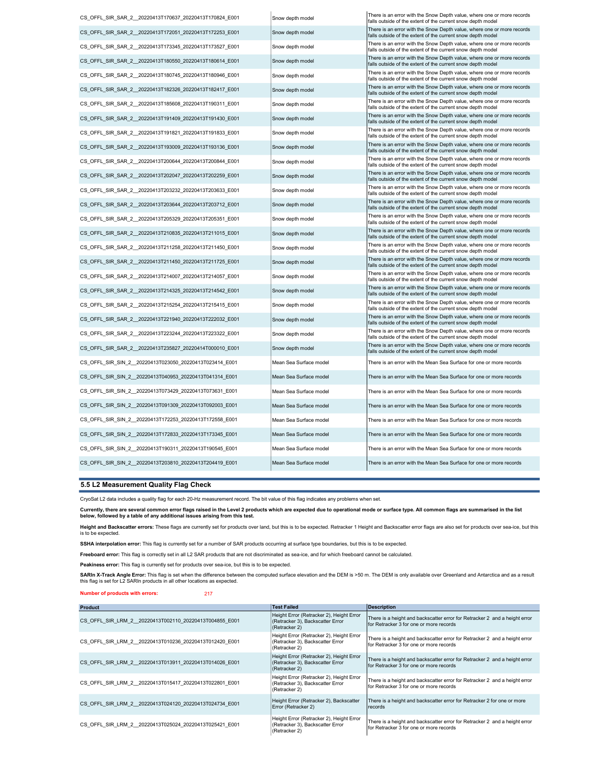| | | |
|---|---|---|
| CS_OFFL_SIR_SAR_2__20220413T170637_20220413T170824_E001 | Snow depth model | There is an error with the Snow Depth value, where one or more records falls outside of the extent of the current snow depth model |
| CS_OFFL_SIR_SAR_2__20220413T172051_20220413T172253_E001 | Snow depth model | There is an error with the Snow Depth value, where one or more records falls outside of the extent of the current snow depth model |
| CS_OFFL_SIR_SAR_2__20220413T173345_20220413T173527_E001 | Snow depth model | There is an error with the Snow Depth value, where one or more records falls outside of the extent of the current snow depth model |
| CS_OFFL_SIR_SAR_2__20220413T180550_20220413T180614_E001 | Snow depth model | There is an error with the Snow Depth value, where one or more records falls outside of the extent of the current snow depth model |
| CS_OFFL_SIR_SAR_2__20220413T180745_20220413T180946_E001 | Snow depth model | There is an error with the Snow Depth value, where one or more records falls outside of the extent of the current snow depth model |
| CS_OFFL_SIR_SAR_2__20220413T182326_20220413T182417_E001 | Snow depth model | There is an error with the Snow Depth value, where one or more records falls outside of the extent of the current snow depth model |
| CS_OFFL_SIR_SAR_2__20220413T185608_20220413T190311_E001 | Snow depth model | There is an error with the Snow Depth value, where one or more records falls outside of the extent of the current snow depth model |
| CS_OFFL_SIR_SAR_2__20220413T191409_20220413T191430_E001 | Snow depth model | There is an error with the Snow Depth value, where one or more records falls outside of the extent of the current snow depth model |
| CS_OFFL_SIR_SAR_2__20220413T191821_20220413T191833_E001 | Snow depth model | There is an error with the Snow Depth value, where one or more records falls outside of the extent of the current snow depth model |
| CS_OFFL_SIR_SAR_2__20220413T193009_20220413T193136_E001 | Snow depth model | There is an error with the Snow Depth value, where one or more records falls outside of the extent of the current snow depth model |
| CS_OFFL_SIR_SAR_2__20220413T200644_20220413T200844_E001 | Snow depth model | There is an error with the Snow Depth value, where one or more records falls outside of the extent of the current snow depth model |
| CS_OFFL_SIR_SAR_2__20220413T202047_20220413T202259_E001 | Snow depth model | There is an error with the Snow Depth value, where one or more records falls outside of the extent of the current snow depth model |
| CS_OFFL_SIR_SAR_2__20220413T203232_20220413T203633_E001 | Snow depth model | There is an error with the Snow Depth value, where one or more records falls outside of the extent of the current snow depth model |
| CS_OFFL_SIR_SAR_2__20220413T203644_20220413T203712_E001 | Snow depth model | There is an error with the Snow Depth value, where one or more records falls outside of the extent of the current snow depth model |
| CS_OFFL_SIR_SAR_2__20220413T205329_20220413T205351_E001 | Snow depth model | There is an error with the Snow Depth value, where one or more records falls outside of the extent of the current snow depth model |
| CS_OFFL_SIR_SAR_2__20220413T210835_20220413T211015_E001 | Snow depth model | There is an error with the Snow Depth value, where one or more records falls outside of the extent of the current snow depth model |
| CS_OFFL_SIR_SAR_2__20220413T211258_20220413T211450_E001 | Snow depth model | There is an error with the Snow Depth value, where one or more records falls outside of the extent of the current snow depth model |
| CS_OFFL_SIR_SAR_2__20220413T211450_20220413T211725_E001 | Snow depth model | There is an error with the Snow Depth value, where one or more records falls outside of the extent of the current snow depth model |
| CS_OFFL_SIR_SAR_2__20220413T214007_20220413T214057_E001 | Snow depth model | There is an error with the Snow Depth value, where one or more records falls outside of the extent of the current snow depth model |
| CS_OFFL_SIR_SAR_2__20220413T214325_20220413T214542_E001 | Snow depth model | There is an error with the Snow Depth value, where one or more records falls outside of the extent of the current snow depth model |
| CS_OFFL_SIR_SAR_2__20220413T215254_20220413T215415_E001 | Snow depth model | There is an error with the Snow Depth value, where one or more records falls outside of the extent of the current snow depth model |
| CS_OFFL_SIR_SAR_2__20220413T221940_20220413T222032_E001 | Snow depth model | There is an error with the Snow Depth value, where one or more records falls outside of the extent of the current snow depth model |
| CS_OFFL_SIR_SAR_2__20220413T223244_20220413T223322_E001 | Snow depth model | There is an error with the Snow Depth value, where one or more records falls outside of the extent of the current snow depth model |
| CS_OFFL_SIR_SAR_2__20220413T235827_20220414T000010_E001 | Snow depth model | There is an error with the Snow Depth value, where one or more records falls outside of the extent of the current snow depth model |
| CS_OFFL_SIR_SIN_2__20220413T023050_20220413T023414_E001 | Mean Sea Surface model | There is an error with the Mean Sea Surface for one or more records |
| CS_OFFL_SIR_SIN_2__20220413T040953_20220413T041314_E001 | Mean Sea Surface model | There is an error with the Mean Sea Surface for one or more records |
| CS_OFFL_SIR_SIN_2__20220413T073429_20220413T073631_E001 | Mean Sea Surface model | There is an error with the Mean Sea Surface for one or more records |
| CS_OFFL_SIR_SIN_2__20220413T091309_20220413T092003_E001 | Mean Sea Surface model | There is an error with the Mean Sea Surface for one or more records |
| CS_OFFL_SIR_SIN_2__20220413T172253_20220413T172558_E001 | Mean Sea Surface model | There is an error with the Mean Sea Surface for one or more records |
| CS_OFFL_SIR_SIN_2__20220413T172833_20220413T173345_E001 | Mean Sea Surface model | There is an error with the Mean Sea Surface for one or more records |
| CS_OFFL_SIR_SIN_2__20220413T190311_20220413T190545_E001 | Mean Sea Surface model | There is an error with the Mean Sea Surface for one or more records |
| CS_OFFL_SIR_SIN_2__20220413T203810_20220413T204419_E001 | Mean Sea Surface model | There is an error with the Mean Sea Surface for one or more records |

## 5.5 L2 Measurement Quality Flag Check

CryoSat L2 data includes a quality flag for each 20-Hz measurement record. The bit value of this flag indicates any problems when set.

**Currently, there are several common error flags raised in the Level 2 products which are expected due to operational mode or surface type. All common flags are summarised in the list below, followed by a table of any additional issues arising from this test.**

**Height and Backscatter errors:** These flags are currently set for products over land, but this is to be expected. Retracker 1 Height and Backscatter error flags are also set for products over sea-ice, but this is to be expected.

**SSHA interpolation error:** This flag is currently set for a number of SAR products occurring at surface type boundaries, but this is to be expected.

**Freeboard error:** This flag is correctly set in all L2 SAR products that are not discriminated as sea-ice, and for which freeboard cannot be calculated.

**Peakiness error:** This flag is currently set for products over sea-ice, but this is to be expected.

**SARIn X-Track Angle Error:** This flag is set when the difference between the computed surface elevation and the DEM is >50 m. The DEM is only available over Greenland and Antarctica and as a result this flag is set for L2 SARIn products in all other locations as expected.

**Number of products with errors:** 217

| Product | Test Failed | Description |
|---|---|---|
| CS_OFFL_SIR_LRM_2__20220413T002110_20220413T004855_E001 | Height Error (Retracker 2), Height Error (Retracker 3), Backscatter Error (Retracker 2) | There is a height and backscatter error for Retracker 2 and a height error for Retracker 3 for one or more records |
| CS_OFFL_SIR_LRM_2__20220413T010236_20220413T012420_E001 | Height Error (Retracker 2), Height Error (Retracker 3), Backscatter Error (Retracker 2) | There is a height and backscatter error for Retracker 2 and a height error for Retracker 3 for one or more records |
| CS_OFFL_SIR_LRM_2__20220413T013911_20220413T014026_E001 | Height Error (Retracker 2), Height Error (Retracker 3), Backscatter Error (Retracker 2) | There is a height and backscatter error for Retracker 2 and a height error for Retracker 3 for one or more records |
| CS_OFFL_SIR_LRM_2__20220413T015417_20220413T022801_E001 | Height Error (Retracker 2), Height Error (Retracker 3), Backscatter Error (Retracker 2) | There is a height and backscatter error for Retracker 2 and a height error for Retracker 3 for one or more records |
| CS_OFFL_SIR_LRM_2__20220413T024120_20220413T024734_E001 | Height Error (Retracker 2), Backscatter Error (Retracker 2) | There is a height and backscatter error for Retracker 2 for one or more records |
| CS_OFFL_SIR_LRM_2__20220413T025024_20220413T025421_E001 | Height Error (Retracker 2), Height Error (Retracker 3), Backscatter Error (Retracker 2) | There is a height and backscatter error for Retracker 2 and a height error for Retracker 3 for one or more records |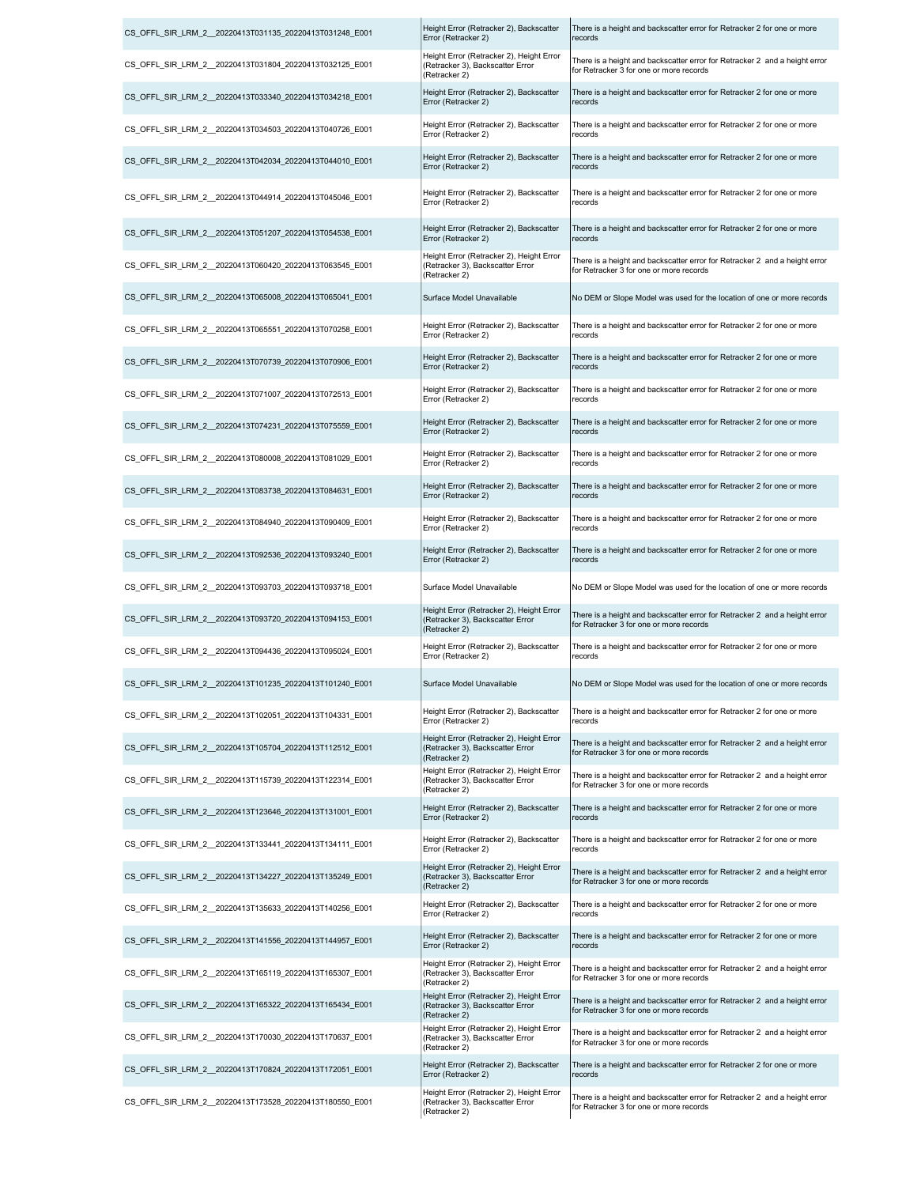| | | |
|---|---|---|
| CS_OFFL_SIR_LRM_2__20220413T031135_20220413T031248_E001 | Height Error (Retracker 2), Backscatter Error (Retracker 2) | There is a height and backscatter error for Retracker 2 for one or more records |
| CS_OFFL_SIR_LRM_2__20220413T031804_20220413T032125_E001 | Height Error (Retracker 2), Height Error (Retracker 3), Backscatter Error (Retracker 2) | There is a height and backscatter error for Retracker 2 and a height error for Retracker 3 for one or more records |
| CS_OFFL_SIR_LRM_2__20220413T033340_20220413T034218_E001 | Height Error (Retracker 2), Backscatter Error (Retracker 2) | There is a height and backscatter error for Retracker 2 for one or more records |
| CS_OFFL_SIR_LRM_2__20220413T034503_20220413T040726_E001 | Height Error (Retracker 2), Backscatter Error (Retracker 2) | There is a height and backscatter error for Retracker 2 for one or more records |
| CS_OFFL_SIR_LRM_2__20220413T042034_20220413T044010_E001 | Height Error (Retracker 2), Backscatter Error (Retracker 2) | There is a height and backscatter error for Retracker 2 for one or more records |
| CS_OFFL_SIR_LRM_2__20220413T044914_20220413T045046_E001 | Height Error (Retracker 2), Backscatter Error (Retracker 2) | There is a height and backscatter error for Retracker 2 for one or more records |
| CS_OFFL_SIR_LRM_2__20220413T051207_20220413T054538_E001 | Height Error (Retracker 2), Backscatter Error (Retracker 2) | There is a height and backscatter error for Retracker 2 for one or more records |
| CS_OFFL_SIR_LRM_2__20220413T060420_20220413T063545_E001 | Height Error (Retracker 2), Height Error (Retracker 3), Backscatter Error (Retracker 2) | There is a height and backscatter error for Retracker 2 and a height error for Retracker 3 for one or more records |
| CS_OFFL_SIR_LRM_2__20220413T065008_20220413T065041_E001 | Surface Model Unavailable | No DEM or Slope Model was used for the location of one or more records |
| CS_OFFL_SIR_LRM_2__20220413T065551_20220413T070258_E001 | Height Error (Retracker 2), Backscatter Error (Retracker 2) | There is a height and backscatter error for Retracker 2 for one or more records |
| CS_OFFL_SIR_LRM_2__20220413T070739_20220413T070906_E001 | Height Error (Retracker 2), Backscatter Error (Retracker 2) | There is a height and backscatter error for Retracker 2 for one or more records |
| CS_OFFL_SIR_LRM_2__20220413T071007_20220413T072513_E001 | Height Error (Retracker 2), Backscatter Error (Retracker 2) | There is a height and backscatter error for Retracker 2 for one or more records |
| CS_OFFL_SIR_LRM_2__20220413T074231_20220413T075559_E001 | Height Error (Retracker 2), Backscatter Error (Retracker 2) | There is a height and backscatter error for Retracker 2 for one or more records |
| CS_OFFL_SIR_LRM_2__20220413T080008_20220413T081029_E001 | Height Error (Retracker 2), Backscatter Error (Retracker 2) | There is a height and backscatter error for Retracker 2 for one or more records |
| CS_OFFL_SIR_LRM_2__20220413T083738_20220413T084631_E001 | Height Error (Retracker 2), Backscatter Error (Retracker 2) | There is a height and backscatter error for Retracker 2 for one or more records |
| CS_OFFL_SIR_LRM_2__20220413T084940_20220413T090409_E001 | Height Error (Retracker 2), Backscatter Error (Retracker 2) | There is a height and backscatter error for Retracker 2 for one or more records |
| CS_OFFL_SIR_LRM_2__20220413T092536_20220413T093240_E001 | Height Error (Retracker 2), Backscatter Error (Retracker 2) | There is a height and backscatter error for Retracker 2 for one or more records |
| CS_OFFL_SIR_LRM_2__20220413T093703_20220413T093718_E001 | Surface Model Unavailable | No DEM or Slope Model was used for the location of one or more records |
| CS_OFFL_SIR_LRM_2__20220413T093720_20220413T094153_E001 | Height Error (Retracker 2), Height Error (Retracker 3), Backscatter Error (Retracker 2) | There is a height and backscatter error for Retracker 2 and a height error for Retracker 3 for one or more records |
| CS_OFFL_SIR_LRM_2__20220413T094436_20220413T095024_E001 | Height Error (Retracker 2), Backscatter Error (Retracker 2) | There is a height and backscatter error for Retracker 2 for one or more records |
| CS_OFFL_SIR_LRM_2__20220413T101235_20220413T101240_E001 | Surface Model Unavailable | No DEM or Slope Model was used for the location of one or more records |
| CS_OFFL_SIR_LRM_2__20220413T102051_20220413T104331_E001 | Height Error (Retracker 2), Backscatter Error (Retracker 2) | There is a height and backscatter error for Retracker 2 for one or more records |
| CS_OFFL_SIR_LRM_2__20220413T105704_20220413T112512_E001 | Height Error (Retracker 2), Height Error (Retracker 3), Backscatter Error (Retracker 2) | There is a height and backscatter error for Retracker 2 and a height error for Retracker 3 for one or more records |
| CS_OFFL_SIR_LRM_2__20220413T115739_20220413T122314_E001 | Height Error (Retracker 2), Height Error (Retracker 3), Backscatter Error (Retracker 2) | There is a height and backscatter error for Retracker 2 and a height error for Retracker 3 for one or more records |
| CS_OFFL_SIR_LRM_2__20220413T123646_20220413T131001_E001 | Height Error (Retracker 2), Backscatter Error (Retracker 2) | There is a height and backscatter error for Retracker 2 for one or more records |
| CS_OFFL_SIR_LRM_2__20220413T133441_20220413T134111_E001 | Height Error (Retracker 2), Backscatter Error (Retracker 2) | There is a height and backscatter error for Retracker 2 for one or more records |
| CS_OFFL_SIR_LRM_2__20220413T134227_20220413T135249_E001 | Height Error (Retracker 2), Height Error (Retracker 3), Backscatter Error (Retracker 2) | There is a height and backscatter error for Retracker 2 and a height error for Retracker 3 for one or more records |
| CS_OFFL_SIR_LRM_2__20220413T135633_20220413T140256_E001 | Height Error (Retracker 2), Backscatter Error (Retracker 2) | There is a height and backscatter error for Retracker 2 for one or more records |
| CS_OFFL_SIR_LRM_2__20220413T141556_20220413T144957_E001 | Height Error (Retracker 2), Backscatter Error (Retracker 2) | There is a height and backscatter error for Retracker 2 for one or more records |
| CS_OFFL_SIR_LRM_2__20220413T165119_20220413T165307_E001 | Height Error (Retracker 2), Height Error (Retracker 3), Backscatter Error (Retracker 2) | There is a height and backscatter error for Retracker 2 and a height error for Retracker 3 for one or more records |
| CS_OFFL_SIR_LRM_2__20220413T165322_20220413T165434_E001 | Height Error (Retracker 2), Height Error (Retracker 3), Backscatter Error (Retracker 2) | There is a height and backscatter error for Retracker 2 and a height error for Retracker 3 for one or more records |
| CS_OFFL_SIR_LRM_2__20220413T170030_20220413T170637_E001 | Height Error (Retracker 2), Height Error (Retracker 3), Backscatter Error (Retracker 2) | There is a height and backscatter error for Retracker 2 and a height error for Retracker 3 for one or more records |
| CS_OFFL_SIR_LRM_2__20220413T170824_20220413T172051_E001 | Height Error (Retracker 2), Backscatter Error (Retracker 2) | There is a height and backscatter error for Retracker 2 for one or more records |
| CS_OFFL_SIR_LRM_2__20220413T173528_20220413T180550_E001 | Height Error (Retracker 2), Height Error (Retracker 3), Backscatter Error (Retracker 2) | There is a height and backscatter error for Retracker 2 and a height error for Retracker 3 for one or more records |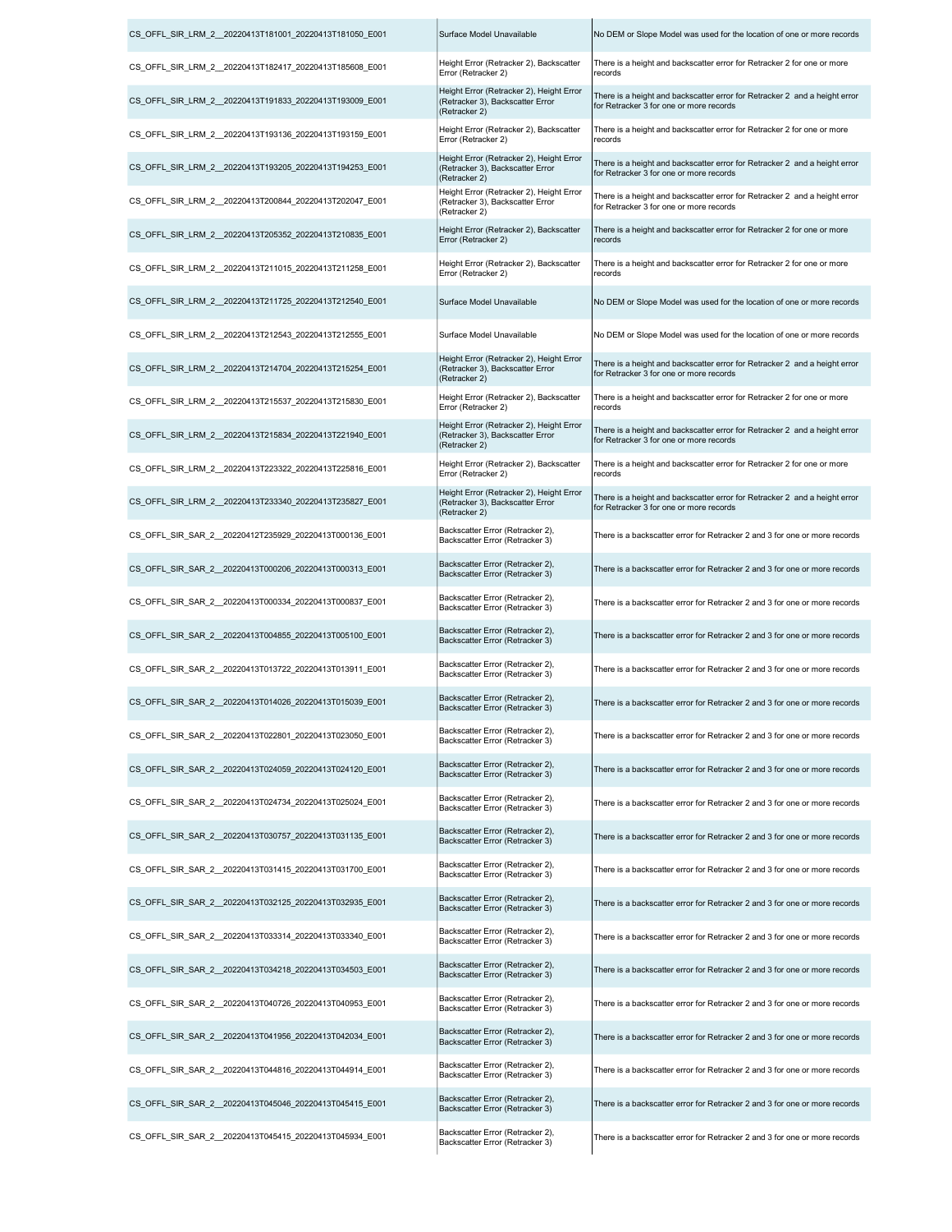| | | |
|---|---|---|
| CS_OFFL_SIR_LRM_2__20220413T181001_20220413T181050_E001 | Surface Model Unavailable | No DEM or Slope Model was used for the location of one or more records |
| CS_OFFL_SIR_LRM_2__20220413T182417_20220413T185608_E001 | Height Error (Retracker 2), Backscatter Error (Retracker 2) | There is a height and backscatter error for Retracker 2 for one or more records |
| CS_OFFL_SIR_LRM_2__20220413T191833_20220413T193009_E001 | Height Error (Retracker 2), Height Error (Retracker 3), Backscatter Error (Retracker 2) | There is a height and backscatter error for Retracker 2 and a height error for Retracker 3 for one or more records |
| CS_OFFL_SIR_LRM_2__20220413T193136_20220413T193159_E001 | Height Error (Retracker 2), Backscatter Error (Retracker 2) | There is a height and backscatter error for Retracker 2 for one or more records |
| CS_OFFL_SIR_LRM_2__20220413T193205_20220413T194253_E001 | Height Error (Retracker 2), Height Error (Retracker 3), Backscatter Error (Retracker 2) | There is a height and backscatter error for Retracker 2 and a height error for Retracker 3 for one or more records |
| CS_OFFL_SIR_LRM_2__20220413T200844_20220413T202047_E001 | Height Error (Retracker 2), Height Error (Retracker 3), Backscatter Error (Retracker 2) | There is a height and backscatter error for Retracker 2 and a height error for Retracker 3 for one or more records |
| CS_OFFL_SIR_LRM_2__20220413T205352_20220413T210835_E001 | Height Error (Retracker 2), Backscatter Error (Retracker 2) | There is a height and backscatter error for Retracker 2 for one or more records |
| CS_OFFL_SIR_LRM_2__20220413T211015_20220413T211258_E001 | Height Error (Retracker 2), Backscatter Error (Retracker 2) | There is a height and backscatter error for Retracker 2 for one or more records |
| CS_OFFL_SIR_LRM_2__20220413T211725_20220413T212540_E001 | Surface Model Unavailable | No DEM or Slope Model was used for the location of one or more records |
| CS_OFFL_SIR_LRM_2__20220413T212543_20220413T212555_E001 | Surface Model Unavailable | No DEM or Slope Model was used for the location of one or more records |
| CS_OFFL_SIR_LRM_2__20220413T214704_20220413T215254_E001 | Height Error (Retracker 2), Height Error (Retracker 3), Backscatter Error (Retracker 2) | There is a height and backscatter error for Retracker 2 and a height error for Retracker 3 for one or more records |
| CS_OFFL_SIR_LRM_2__20220413T215537_20220413T215830_E001 | Height Error (Retracker 2), Backscatter Error (Retracker 2) | There is a height and backscatter error for Retracker 2 for one or more records |
| CS_OFFL_SIR_LRM_2__20220413T215834_20220413T221940_E001 | Height Error (Retracker 2), Height Error (Retracker 3), Backscatter Error (Retracker 2) | There is a height and backscatter error for Retracker 2 and a height error for Retracker 3 for one or more records |
| CS_OFFL_SIR_LRM_2__20220413T223322_20220413T225816_E001 | Height Error (Retracker 2), Backscatter Error (Retracker 2) | There is a height and backscatter error for Retracker 2 for one or more records |
| CS_OFFL_SIR_LRM_2__20220413T233340_20220413T235827_E001 | Height Error (Retracker 2), Height Error (Retracker 3), Backscatter Error (Retracker 2) | There is a height and backscatter error for Retracker 2 and a height error for Retracker 3 for one or more records |
| CS_OFFL_SIR_SAR_2__20220412T235929_20220413T000136_E001 | Backscatter Error (Retracker 2), Backscatter Error (Retracker 3) | There is a backscatter error for Retracker 2 and 3 for one or more records |
| CS_OFFL_SIR_SAR_2__20220413T000206_20220413T000313_E001 | Backscatter Error (Retracker 2), Backscatter Error (Retracker 3) | There is a backscatter error for Retracker 2 and 3 for one or more records |
| CS_OFFL_SIR_SAR_2__20220413T000334_20220413T000837_E001 | Backscatter Error (Retracker 2), Backscatter Error (Retracker 3) | There is a backscatter error for Retracker 2 and 3 for one or more records |
| CS_OFFL_SIR_SAR_2__20220413T004855_20220413T005100_E001 | Backscatter Error (Retracker 2), Backscatter Error (Retracker 3) | There is a backscatter error for Retracker 2 and 3 for one or more records |
| CS_OFFL_SIR_SAR_2__20220413T013722_20220413T013911_E001 | Backscatter Error (Retracker 2), Backscatter Error (Retracker 3) | There is a backscatter error for Retracker 2 and 3 for one or more records |
| CS_OFFL_SIR_SAR_2__20220413T014026_20220413T015039_E001 | Backscatter Error (Retracker 2), Backscatter Error (Retracker 3) | There is a backscatter error for Retracker 2 and 3 for one or more records |
| CS_OFFL_SIR_SAR_2__20220413T022801_20220413T023050_E001 | Backscatter Error (Retracker 2), Backscatter Error (Retracker 3) | There is a backscatter error for Retracker 2 and 3 for one or more records |
| CS_OFFL_SIR_SAR_2__20220413T024059_20220413T024120_E001 | Backscatter Error (Retracker 2), Backscatter Error (Retracker 3) | There is a backscatter error for Retracker 2 and 3 for one or more records |
| CS_OFFL_SIR_SAR_2__20220413T024734_20220413T025024_E001 | Backscatter Error (Retracker 2), Backscatter Error (Retracker 3) | There is a backscatter error for Retracker 2 and 3 for one or more records |
| CS_OFFL_SIR_SAR_2__20220413T030757_20220413T031135_E001 | Backscatter Error (Retracker 2), Backscatter Error (Retracker 3) | There is a backscatter error for Retracker 2 and 3 for one or more records |
| CS_OFFL_SIR_SAR_2__20220413T031415_20220413T031700_E001 | Backscatter Error (Retracker 2), Backscatter Error (Retracker 3) | There is a backscatter error for Retracker 2 and 3 for one or more records |
| CS_OFFL_SIR_SAR_2__20220413T032125_20220413T032935_E001 | Backscatter Error (Retracker 2), Backscatter Error (Retracker 3) | There is a backscatter error for Retracker 2 and 3 for one or more records |
| CS_OFFL_SIR_SAR_2__20220413T033314_20220413T033340_E001 | Backscatter Error (Retracker 2), Backscatter Error (Retracker 3) | There is a backscatter error for Retracker 2 and 3 for one or more records |
| CS_OFFL_SIR_SAR_2__20220413T034218_20220413T034503_E001 | Backscatter Error (Retracker 2), Backscatter Error (Retracker 3) | There is a backscatter error for Retracker 2 and 3 for one or more records |
| CS_OFFL_SIR_SAR_2__20220413T040726_20220413T040953_E001 | Backscatter Error (Retracker 2), Backscatter Error (Retracker 3) | There is a backscatter error for Retracker 2 and 3 for one or more records |
| CS_OFFL_SIR_SAR_2__20220413T041956_20220413T042034_E001 | Backscatter Error (Retracker 2), Backscatter Error (Retracker 3) | There is a backscatter error for Retracker 2 and 3 for one or more records |
| CS_OFFL_SIR_SAR_2__20220413T044816_20220413T044914_E001 | Backscatter Error (Retracker 2), Backscatter Error (Retracker 3) | There is a backscatter error for Retracker 2 and 3 for one or more records |
| CS_OFFL_SIR_SAR_2__20220413T045046_20220413T045415_E001 | Backscatter Error (Retracker 2), Backscatter Error (Retracker 3) | There is a backscatter error for Retracker 2 and 3 for one or more records |
| CS_OFFL_SIR_SAR_2__20220413T045415_20220413T045934_E001 | Backscatter Error (Retracker 2), Backscatter Error (Retracker 3) | There is a backscatter error for Retracker 2 and 3 for one or more records |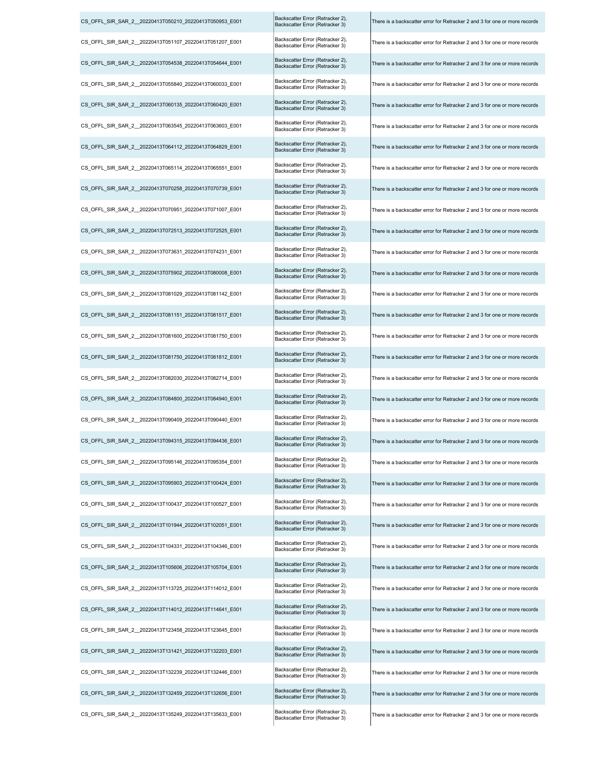| | | |
|---|---|---|
| CS_OFFL_SIR_SAR_2__20220413T050210_20220413T050953_E001 | Backscatter Error (Retracker 2), Backscatter Error (Retracker 3) | There is a backscatter error for Retracker 2 and 3 for one or more records |
| CS_OFFL_SIR_SAR_2__20220413T051107_20220413T051207_E001 | Backscatter Error (Retracker 2), Backscatter Error (Retracker 3) | There is a backscatter error for Retracker 2 and 3 for one or more records |
| CS_OFFL_SIR_SAR_2__20220413T054538_20220413T054644_E001 | Backscatter Error (Retracker 2), Backscatter Error (Retracker 3) | There is a backscatter error for Retracker 2 and 3 for one or more records |
| CS_OFFL_SIR_SAR_2__20220413T055840_20220413T060033_E001 | Backscatter Error (Retracker 2), Backscatter Error (Retracker 3) | There is a backscatter error for Retracker 2 and 3 for one or more records |
| CS_OFFL_SIR_SAR_2__20220413T060135_20220413T060420_E001 | Backscatter Error (Retracker 2), Backscatter Error (Retracker 3) | There is a backscatter error for Retracker 2 and 3 for one or more records |
| CS_OFFL_SIR_SAR_2__20220413T063545_20220413T063603_E001 | Backscatter Error (Retracker 2), Backscatter Error (Retracker 3) | There is a backscatter error for Retracker 2 and 3 for one or more records |
| CS_OFFL_SIR_SAR_2__20220413T064112_20220413T064829_E001 | Backscatter Error (Retracker 2), Backscatter Error (Retracker 3) | There is a backscatter error for Retracker 2 and 3 for one or more records |
| CS_OFFL_SIR_SAR_2__20220413T065114_20220413T065551_E001 | Backscatter Error (Retracker 2), Backscatter Error (Retracker 3) | There is a backscatter error for Retracker 2 and 3 for one or more records |
| CS_OFFL_SIR_SAR_2__20220413T070258_20220413T070739_E001 | Backscatter Error (Retracker 2), Backscatter Error (Retracker 3) | There is a backscatter error for Retracker 2 and 3 for one or more records |
| CS_OFFL_SIR_SAR_2__20220413T070951_20220413T071007_E001 | Backscatter Error (Retracker 2), Backscatter Error (Retracker 3) | There is a backscatter error for Retracker 2 and 3 for one or more records |
| CS_OFFL_SIR_SAR_2__20220413T072513_20220413T072525_E001 | Backscatter Error (Retracker 2), Backscatter Error (Retracker 3) | There is a backscatter error for Retracker 2 and 3 for one or more records |
| CS_OFFL_SIR_SAR_2__20220413T073631_20220413T074231_E001 | Backscatter Error (Retracker 2), Backscatter Error (Retracker 3) | There is a backscatter error for Retracker 2 and 3 for one or more records |
| CS_OFFL_SIR_SAR_2__20220413T075902_20220413T080008_E001 | Backscatter Error (Retracker 2), Backscatter Error (Retracker 3) | There is a backscatter error for Retracker 2 and 3 for one or more records |
| CS_OFFL_SIR_SAR_2__20220413T081029_20220413T081142_E001 | Backscatter Error (Retracker 2), Backscatter Error (Retracker 3) | There is a backscatter error for Retracker 2 and 3 for one or more records |
| CS_OFFL_SIR_SAR_2__20220413T081151_20220413T081517_E001 | Backscatter Error (Retracker 2), Backscatter Error (Retracker 3) | There is a backscatter error for Retracker 2 and 3 for one or more records |
| CS_OFFL_SIR_SAR_2__20220413T081600_20220413T081750_E001 | Backscatter Error (Retracker 2), Backscatter Error (Retracker 3) | There is a backscatter error for Retracker 2 and 3 for one or more records |
| CS_OFFL_SIR_SAR_2__20220413T081750_20220413T081812_E001 | Backscatter Error (Retracker 2), Backscatter Error (Retracker 3) | There is a backscatter error for Retracker 2 and 3 for one or more records |
| CS_OFFL_SIR_SAR_2__20220413T082030_20220413T082714_E001 | Backscatter Error (Retracker 2), Backscatter Error (Retracker 3) | There is a backscatter error for Retracker 2 and 3 for one or more records |
| CS_OFFL_SIR_SAR_2__20220413T084800_20220413T084940_E001 | Backscatter Error (Retracker 2), Backscatter Error (Retracker 3) | There is a backscatter error for Retracker 2 and 3 for one or more records |
| CS_OFFL_SIR_SAR_2__20220413T090409_20220413T090440_E001 | Backscatter Error (Retracker 2), Backscatter Error (Retracker 3) | There is a backscatter error for Retracker 2 and 3 for one or more records |
| CS_OFFL_SIR_SAR_2__20220413T094315_20220413T094436_E001 | Backscatter Error (Retracker 2), Backscatter Error (Retracker 3) | There is a backscatter error for Retracker 2 and 3 for one or more records |
| CS_OFFL_SIR_SAR_2__20220413T095146_20220413T095354_E001 | Backscatter Error (Retracker 2), Backscatter Error (Retracker 3) | There is a backscatter error for Retracker 2 and 3 for one or more records |
| CS_OFFL_SIR_SAR_2__20220413T095903_20220413T100424_E001 | Backscatter Error (Retracker 2), Backscatter Error (Retracker 3) | There is a backscatter error for Retracker 2 and 3 for one or more records |
| CS_OFFL_SIR_SAR_2__20220413T100437_20220413T100527_E001 | Backscatter Error (Retracker 2), Backscatter Error (Retracker 3) | There is a backscatter error for Retracker 2 and 3 for one or more records |
| CS_OFFL_SIR_SAR_2__20220413T101944_20220413T102051_E001 | Backscatter Error (Retracker 2), Backscatter Error (Retracker 3) | There is a backscatter error for Retracker 2 and 3 for one or more records |
| CS_OFFL_SIR_SAR_2__20220413T104331_20220413T104346_E001 | Backscatter Error (Retracker 2), Backscatter Error (Retracker 3) | There is a backscatter error for Retracker 2 and 3 for one or more records |
| CS_OFFL_SIR_SAR_2__20220413T105606_20220413T105704_E001 | Backscatter Error (Retracker 2), Backscatter Error (Retracker 3) | There is a backscatter error for Retracker 2 and 3 for one or more records |
| CS_OFFL_SIR_SAR_2__20220413T113725_20220413T114012_E001 | Backscatter Error (Retracker 2), Backscatter Error (Retracker 3) | There is a backscatter error for Retracker 2 and 3 for one or more records |
| CS_OFFL_SIR_SAR_2__20220413T114012_20220413T114641_E001 | Backscatter Error (Retracker 2), Backscatter Error (Retracker 3) | There is a backscatter error for Retracker 2 and 3 for one or more records |
| CS_OFFL_SIR_SAR_2__20220413T123458_20220413T123645_E001 | Backscatter Error (Retracker 2), Backscatter Error (Retracker 3) | There is a backscatter error for Retracker 2 and 3 for one or more records |
| CS_OFFL_SIR_SAR_2__20220413T131421_20220413T132203_E001 | Backscatter Error (Retracker 2), Backscatter Error (Retracker 3) | There is a backscatter error for Retracker 2 and 3 for one or more records |
| CS_OFFL_SIR_SAR_2__20220413T132239_20220413T132446_E001 | Backscatter Error (Retracker 2), Backscatter Error (Retracker 3) | There is a backscatter error for Retracker 2 and 3 for one or more records |
| CS_OFFL_SIR_SAR_2__20220413T132459_20220413T132656_E001 | Backscatter Error (Retracker 2), Backscatter Error (Retracker 3) | There is a backscatter error for Retracker 2 and 3 for one or more records |
| CS_OFFL_SIR_SAR_2__20220413T135249_20220413T135633_E001 | Backscatter Error (Retracker 2), Backscatter Error (Retracker 3) | There is a backscatter error for Retracker 2 and 3 for one or more records |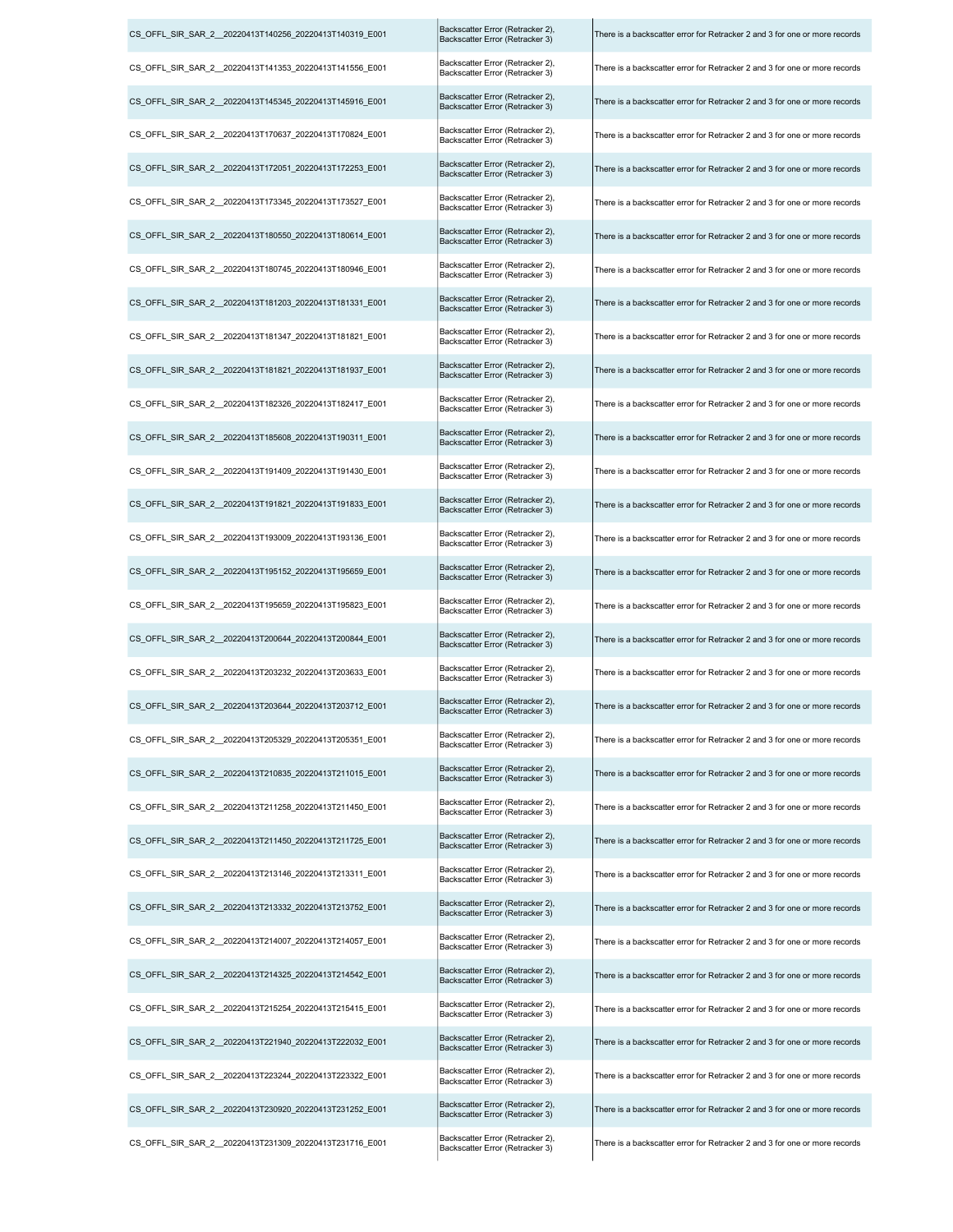| | | |
|---|---|---|
| CS_OFFL_SIR_SAR_2__20220413T140256_20220413T140319_E001 | Backscatter Error (Retracker 2), Backscatter Error (Retracker 3) | There is a backscatter error for Retracker 2 and 3 for one or more records |
| CS_OFFL_SIR_SAR_2__20220413T141353_20220413T141556_E001 | Backscatter Error (Retracker 2), Backscatter Error (Retracker 3) | There is a backscatter error for Retracker 2 and 3 for one or more records |
| CS_OFFL_SIR_SAR_2__20220413T145345_20220413T145916_E001 | Backscatter Error (Retracker 2), Backscatter Error (Retracker 3) | There is a backscatter error for Retracker 2 and 3 for one or more records |
| CS_OFFL_SIR_SAR_2__20220413T170637_20220413T170824_E001 | Backscatter Error (Retracker 2), Backscatter Error (Retracker 3) | There is a backscatter error for Retracker 2 and 3 for one or more records |
| CS_OFFL_SIR_SAR_2__20220413T172051_20220413T172253_E001 | Backscatter Error (Retracker 2), Backscatter Error (Retracker 3) | There is a backscatter error for Retracker 2 and 3 for one or more records |
| CS_OFFL_SIR_SAR_2__20220413T173345_20220413T173527_E001 | Backscatter Error (Retracker 2), Backscatter Error (Retracker 3) | There is a backscatter error for Retracker 2 and 3 for one or more records |
| CS_OFFL_SIR_SAR_2__20220413T180550_20220413T180614_E001 | Backscatter Error (Retracker 2), Backscatter Error (Retracker 3) | There is a backscatter error for Retracker 2 and 3 for one or more records |
| CS_OFFL_SIR_SAR_2__20220413T180745_20220413T180946_E001 | Backscatter Error (Retracker 2), Backscatter Error (Retracker 3) | There is a backscatter error for Retracker 2 and 3 for one or more records |
| CS_OFFL_SIR_SAR_2__20220413T181203_20220413T181331_E001 | Backscatter Error (Retracker 2), Backscatter Error (Retracker 3) | There is a backscatter error for Retracker 2 and 3 for one or more records |
| CS_OFFL_SIR_SAR_2__20220413T181347_20220413T181821_E001 | Backscatter Error (Retracker 2), Backscatter Error (Retracker 3) | There is a backscatter error for Retracker 2 and 3 for one or more records |
| CS_OFFL_SIR_SAR_2__20220413T181821_20220413T181937_E001 | Backscatter Error (Retracker 2), Backscatter Error (Retracker 3) | There is a backscatter error for Retracker 2 and 3 for one or more records |
| CS_OFFL_SIR_SAR_2__20220413T182326_20220413T182417_E001 | Backscatter Error (Retracker 2), Backscatter Error (Retracker 3) | There is a backscatter error for Retracker 2 and 3 for one or more records |
| CS_OFFL_SIR_SAR_2__20220413T185608_20220413T190311_E001 | Backscatter Error (Retracker 2), Backscatter Error (Retracker 3) | There is a backscatter error for Retracker 2 and 3 for one or more records |
| CS_OFFL_SIR_SAR_2__20220413T191409_20220413T191430_E001 | Backscatter Error (Retracker 2), Backscatter Error (Retracker 3) | There is a backscatter error for Retracker 2 and 3 for one or more records |
| CS_OFFL_SIR_SAR_2__20220413T191821_20220413T191833_E001 | Backscatter Error (Retracker 2), Backscatter Error (Retracker 3) | There is a backscatter error for Retracker 2 and 3 for one or more records |
| CS_OFFL_SIR_SAR_2__20220413T193009_20220413T193136_E001 | Backscatter Error (Retracker 2), Backscatter Error (Retracker 3) | There is a backscatter error for Retracker 2 and 3 for one or more records |
| CS_OFFL_SIR_SAR_2__20220413T195152_20220413T195659_E001 | Backscatter Error (Retracker 2), Backscatter Error (Retracker 3) | There is a backscatter error for Retracker 2 and 3 for one or more records |
| CS_OFFL_SIR_SAR_2__20220413T195659_20220413T195823_E001 | Backscatter Error (Retracker 2), Backscatter Error (Retracker 3) | There is a backscatter error for Retracker 2 and 3 for one or more records |
| CS_OFFL_SIR_SAR_2__20220413T200644_20220413T200844_E001 | Backscatter Error (Retracker 2), Backscatter Error (Retracker 3) | There is a backscatter error for Retracker 2 and 3 for one or more records |
| CS_OFFL_SIR_SAR_2__20220413T203232_20220413T203633_E001 | Backscatter Error (Retracker 2), Backscatter Error (Retracker 3) | There is a backscatter error for Retracker 2 and 3 for one or more records |
| CS_OFFL_SIR_SAR_2__20220413T203644_20220413T203712_E001 | Backscatter Error (Retracker 2), Backscatter Error (Retracker 3) | There is a backscatter error for Retracker 2 and 3 for one or more records |
| CS_OFFL_SIR_SAR_2__20220413T205329_20220413T205351_E001 | Backscatter Error (Retracker 2), Backscatter Error (Retracker 3) | There is a backscatter error for Retracker 2 and 3 for one or more records |
| CS_OFFL_SIR_SAR_2__20220413T210835_20220413T211015_E001 | Backscatter Error (Retracker 2), Backscatter Error (Retracker 3) | There is a backscatter error for Retracker 2 and 3 for one or more records |
| CS_OFFL_SIR_SAR_2__20220413T211258_20220413T211450_E001 | Backscatter Error (Retracker 2), Backscatter Error (Retracker 3) | There is a backscatter error for Retracker 2 and 3 for one or more records |
| CS_OFFL_SIR_SAR_2__20220413T211450_20220413T211725_E001 | Backscatter Error (Retracker 2), Backscatter Error (Retracker 3) | There is a backscatter error for Retracker 2 and 3 for one or more records |
| CS_OFFL_SIR_SAR_2__20220413T213146_20220413T213311_E001 | Backscatter Error (Retracker 2), Backscatter Error (Retracker 3) | There is a backscatter error for Retracker 2 and 3 for one or more records |
| CS_OFFL_SIR_SAR_2__20220413T213332_20220413T213752_E001 | Backscatter Error (Retracker 2), Backscatter Error (Retracker 3) | There is a backscatter error for Retracker 2 and 3 for one or more records |
| CS_OFFL_SIR_SAR_2__20220413T214007_20220413T214057_E001 | Backscatter Error (Retracker 2), Backscatter Error (Retracker 3) | There is a backscatter error for Retracker 2 and 3 for one or more records |
| CS_OFFL_SIR_SAR_2__20220413T214325_20220413T214542_E001 | Backscatter Error (Retracker 2), Backscatter Error (Retracker 3) | There is a backscatter error for Retracker 2 and 3 for one or more records |
| CS_OFFL_SIR_SAR_2__20220413T215254_20220413T215415_E001 | Backscatter Error (Retracker 2), Backscatter Error (Retracker 3) | There is a backscatter error for Retracker 2 and 3 for one or more records |
| CS_OFFL_SIR_SAR_2__20220413T221940_20220413T222032_E001 | Backscatter Error (Retracker 2), Backscatter Error (Retracker 3) | There is a backscatter error for Retracker 2 and 3 for one or more records |
| CS_OFFL_SIR_SAR_2__20220413T223244_20220413T223322_E001 | Backscatter Error (Retracker 2), Backscatter Error (Retracker 3) | There is a backscatter error for Retracker 2 and 3 for one or more records |
| CS_OFFL_SIR_SAR_2__20220413T230920_20220413T231252_E001 | Backscatter Error (Retracker 2), Backscatter Error (Retracker 3) | There is a backscatter error for Retracker 2 and 3 for one or more records |
| CS_OFFL_SIR_SAR_2__20220413T231309_20220413T231716_E001 | Backscatter Error (Retracker 2), Backscatter Error (Retracker 3) | There is a backscatter error for Retracker 2 and 3 for one or more records |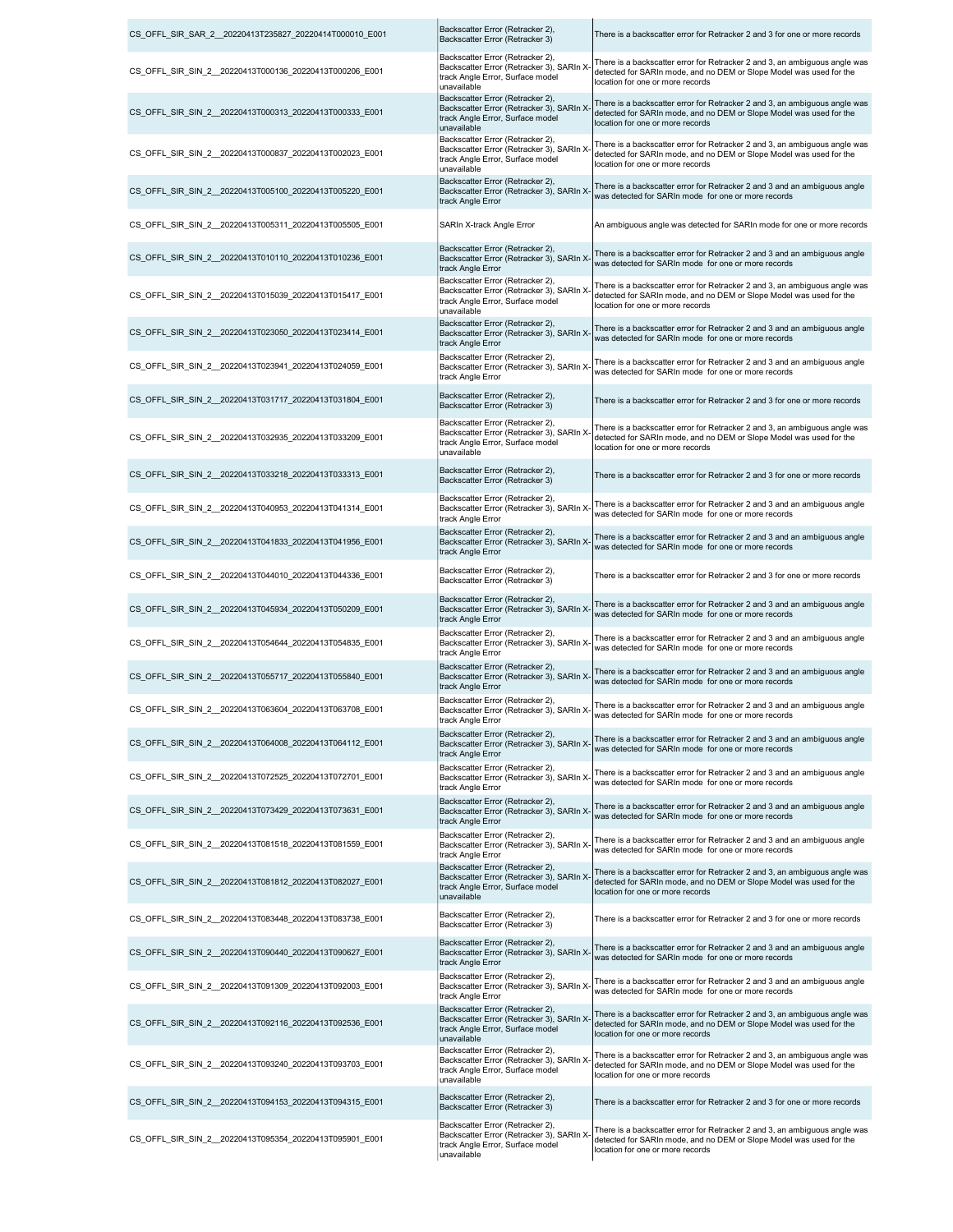| | | |
|---|---|---|
| CS_OFFL_SIR_SAR_2__20220413T235827_20220414T000010_E001 | Backscatter Error (Retracker 2), Backscatter Error (Retracker 3) | There is a backscatter error for Retracker 2 and 3 for one or more records |
| CS_OFFL_SIR_SIN_2__20220413T000136_20220413T000206_E001 | Backscatter Error (Retracker 2), Backscatter Error (Retracker 3), SARIn X-track Angle Error, Surface model unavailable | There is a backscatter error for Retracker 2 and 3, an ambiguous angle was detected for SARIn mode, and no DEM or Slope Model was used for the location for one or more records |
| CS_OFFL_SIR_SIN_2__20220413T000313_20220413T000333_E001 | Backscatter Error (Retracker 2), Backscatter Error (Retracker 3), SARIn X-track Angle Error, Surface model unavailable | There is a backscatter error for Retracker 2 and 3, an ambiguous angle was detected for SARIn mode, and no DEM or Slope Model was used for the location for one or more records |
| CS_OFFL_SIR_SIN_2__20220413T000837_20220413T002023_E001 | Backscatter Error (Retracker 2), Backscatter Error (Retracker 3), SARIn X-track Angle Error, Surface model unavailable | There is a backscatter error for Retracker 2 and 3, an ambiguous angle was detected for SARIn mode, and no DEM or Slope Model was used for the location for one or more records |
| CS_OFFL_SIR_SIN_2__20220413T005100_20220413T005220_E001 | Backscatter Error (Retracker 2), Backscatter Error (Retracker 3), SARIn X-track Angle Error | There is a backscatter error for Retracker 2 and 3 and an ambiguous angle was detected for SARIn mode for one or more records |
| CS_OFFL_SIR_SIN_2__20220413T005311_20220413T005505_E001 | SARIn X-track Angle Error | An ambiguous angle was detected for SARIn mode for one or more records |
| CS_OFFL_SIR_SIN_2__20220413T010110_20220413T010236_E001 | Backscatter Error (Retracker 2), Backscatter Error (Retracker 3), SARIn X-track Angle Error | There is a backscatter error for Retracker 2 and 3 and an ambiguous angle was detected for SARIn mode for one or more records |
| CS_OFFL_SIR_SIN_2__20220413T015039_20220413T015417_E001 | Backscatter Error (Retracker 2), Backscatter Error (Retracker 3), SARIn X-track Angle Error, Surface model unavailable | There is a backscatter error for Retracker 2 and 3, an ambiguous angle was detected for SARIn mode, and no DEM or Slope Model was used for the location for one or more records |
| CS_OFFL_SIR_SIN_2__20220413T023050_20220413T023414_E001 | Backscatter Error (Retracker 2), Backscatter Error (Retracker 3), SARIn X-track Angle Error | There is a backscatter error for Retracker 2 and 3 and an ambiguous angle was detected for SARIn mode for one or more records |
| CS_OFFL_SIR_SIN_2__20220413T023941_20220413T024059_E001 | Backscatter Error (Retracker 2), Backscatter Error (Retracker 3), SARIn X-track Angle Error | There is a backscatter error for Retracker 2 and 3 and an ambiguous angle was detected for SARIn mode for one or more records |
| CS_OFFL_SIR_SIN_2__20220413T031717_20220413T031804_E001 | Backscatter Error (Retracker 2), Backscatter Error (Retracker 3) | There is a backscatter error for Retracker 2 and 3 for one or more records |
| CS_OFFL_SIR_SIN_2__20220413T032935_20220413T033209_E001 | Backscatter Error (Retracker 2), Backscatter Error (Retracker 3), SARIn X-track Angle Error, Surface model unavailable | There is a backscatter error for Retracker 2 and 3, an ambiguous angle was detected for SARIn mode, and no DEM or Slope Model was used for the location for one or more records |
| CS_OFFL_SIR_SIN_2__20220413T033218_20220413T033313_E001 | Backscatter Error (Retracker 2), Backscatter Error (Retracker 3) | There is a backscatter error for Retracker 2 and 3 for one or more records |
| CS_OFFL_SIR_SIN_2__20220413T040953_20220413T041314_E001 | Backscatter Error (Retracker 2), Backscatter Error (Retracker 3), SARIn X-track Angle Error | There is a backscatter error for Retracker 2 and 3 and an ambiguous angle was detected for SARIn mode for one or more records |
| CS_OFFL_SIR_SIN_2__20220413T041833_20220413T041956_E001 | Backscatter Error (Retracker 2), Backscatter Error (Retracker 3), SARIn X-track Angle Error | There is a backscatter error for Retracker 2 and 3 and an ambiguous angle was detected for SARIn mode for one or more records |
| CS_OFFL_SIR_SIN_2__20220413T044010_20220413T044336_E001 | Backscatter Error (Retracker 2), Backscatter Error (Retracker 3) | There is a backscatter error for Retracker 2 and 3 for one or more records |
| CS_OFFL_SIR_SIN_2__20220413T045934_20220413T050209_E001 | Backscatter Error (Retracker 2), Backscatter Error (Retracker 3), SARIn X-track Angle Error | There is a backscatter error for Retracker 2 and 3 and an ambiguous angle was detected for SARIn mode for one or more records |
| CS_OFFL_SIR_SIN_2__20220413T054644_20220413T054835_E001 | Backscatter Error (Retracker 2), Backscatter Error (Retracker 3), SARIn X-track Angle Error | There is a backscatter error for Retracker 2 and 3 and an ambiguous angle was detected for SARIn mode for one or more records |
| CS_OFFL_SIR_SIN_2__20220413T055717_20220413T055840_E001 | Backscatter Error (Retracker 2), Backscatter Error (Retracker 3), SARIn X-track Angle Error | There is a backscatter error for Retracker 2 and 3 and an ambiguous angle was detected for SARIn mode for one or more records |
| CS_OFFL_SIR_SIN_2__20220413T063604_20220413T063708_E001 | Backscatter Error (Retracker 2), Backscatter Error (Retracker 3), SARIn X-track Angle Error | There is a backscatter error for Retracker 2 and 3 and an ambiguous angle was detected for SARIn mode for one or more records |
| CS_OFFL_SIR_SIN_2__20220413T064008_20220413T064112_E001 | Backscatter Error (Retracker 2), Backscatter Error (Retracker 3), SARIn X-track Angle Error | There is a backscatter error for Retracker 2 and 3 and an ambiguous angle was detected for SARIn mode for one or more records |
| CS_OFFL_SIR_SIN_2__20220413T072525_20220413T072701_E001 | Backscatter Error (Retracker 2), Backscatter Error (Retracker 3), SARIn X-track Angle Error | There is a backscatter error for Retracker 2 and 3 and an ambiguous angle was detected for SARIn mode for one or more records |
| CS_OFFL_SIR_SIN_2__20220413T073429_20220413T073631_E001 | Backscatter Error (Retracker 2), Backscatter Error (Retracker 3), SARIn X-track Angle Error | There is a backscatter error for Retracker 2 and 3 and an ambiguous angle was detected for SARIn mode for one or more records |
| CS_OFFL_SIR_SIN_2__20220413T081518_20220413T081559_E001 | Backscatter Error (Retracker 2), Backscatter Error (Retracker 3), SARIn X-track Angle Error | There is a backscatter error for Retracker 2 and 3 and an ambiguous angle was detected for SARIn mode for one or more records |
| CS_OFFL_SIR_SIN_2__20220413T081812_20220413T082027_E001 | Backscatter Error (Retracker 2), Backscatter Error (Retracker 3), SARIn X-track Angle Error, Surface model unavailable | There is a backscatter error for Retracker 2 and 3, an ambiguous angle was detected for SARIn mode, and no DEM or Slope Model was used for the location for one or more records |
| CS_OFFL_SIR_SIN_2__20220413T083448_20220413T083738_E001 | Backscatter Error (Retracker 2), Backscatter Error (Retracker 3) | There is a backscatter error for Retracker 2 and 3 for one or more records |
| CS_OFFL_SIR_SIN_2__20220413T090440_20220413T090627_E001 | Backscatter Error (Retracker 2), Backscatter Error (Retracker 3), SARIn X-track Angle Error | There is a backscatter error for Retracker 2 and 3 and an ambiguous angle was detected for SARIn mode for one or more records |
| CS_OFFL_SIR_SIN_2__20220413T091309_20220413T092003_E001 | Backscatter Error (Retracker 2), Backscatter Error (Retracker 3), SARIn X-track Angle Error | There is a backscatter error for Retracker 2 and 3 and an ambiguous angle was detected for SARIn mode for one or more records |
| CS_OFFL_SIR_SIN_2__20220413T092116_20220413T092536_E001 | Backscatter Error (Retracker 2), Backscatter Error (Retracker 3), SARIn X-track Angle Error, Surface model unavailable | There is a backscatter error for Retracker 2 and 3, an ambiguous angle was detected for SARIn mode, and no DEM or Slope Model was used for the location for one or more records |
| CS_OFFL_SIR_SIN_2__20220413T093240_20220413T093703_E001 | Backscatter Error (Retracker 2), Backscatter Error (Retracker 3), SARIn X-track Angle Error, Surface model unavailable | There is a backscatter error for Retracker 2 and 3, an ambiguous angle was detected for SARIn mode, and no DEM or Slope Model was used for the location for one or more records |
| CS_OFFL_SIR_SIN_2__20220413T094153_20220413T094315_E001 | Backscatter Error (Retracker 2), Backscatter Error (Retracker 3) | There is a backscatter error for Retracker 2 and 3 for one or more records |
| CS_OFFL_SIR_SIN_2__20220413T095354_20220413T095901_E001 | Backscatter Error (Retracker 2), Backscatter Error (Retracker 3), SARIn X-track Angle Error, Surface model unavailable | There is a backscatter error for Retracker 2 and 3, an ambiguous angle was detected for SARIn mode, and no DEM or Slope Model was used for the location for one or more records |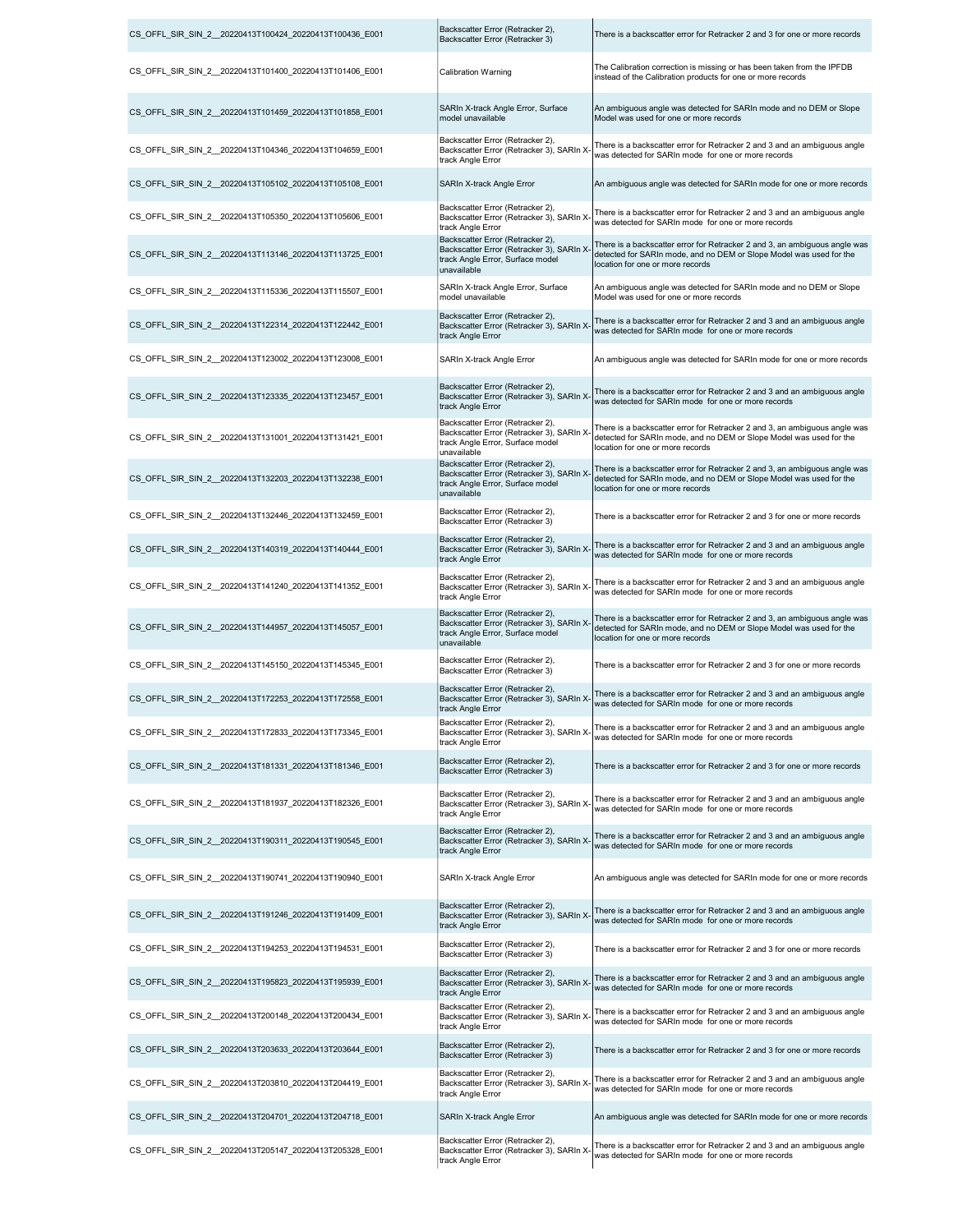| | | |
|---|---|---|
| CS_OFFL_SIR_SIN_2__20220413T100424_20220413T100436_E001 | Backscatter Error (Retracker 2), Backscatter Error (Retracker 3) | There is a backscatter error for Retracker 2 and 3 for one or more records |
| CS_OFFL_SIR_SIN_2__20220413T101400_20220413T101406_E001 | Calibration Warning | The Calibration correction is missing or has been taken from the IPFDB instead of the Calibration products for one or more records |
| CS_OFFL_SIR_SIN_2__20220413T101459_20220413T101858_E001 | SARIn X-track Angle Error, Surface model unavailable | An ambiguous angle was detected for SARIn mode and no DEM or Slope Model was used for one or more records |
| CS_OFFL_SIR_SIN_2__20220413T104346_20220413T104659_E001 | Backscatter Error (Retracker 2), Backscatter Error (Retracker 3), SARIn X-track Angle Error | There is a backscatter error for Retracker 2 and 3 and an ambiguous angle was detected for SARIn mode for one or more records |
| CS_OFFL_SIR_SIN_2__20220413T105102_20220413T105108_E001 | SARIn X-track Angle Error | An ambiguous angle was detected for SARIn mode for one or more records |
| CS_OFFL_SIR_SIN_2__20220413T105350_20220413T105606_E001 | Backscatter Error (Retracker 2), Backscatter Error (Retracker 3), SARIn X-track Angle Error | There is a backscatter error for Retracker 2 and 3 and an ambiguous angle was detected for SARIn mode for one or more records |
| CS_OFFL_SIR_SIN_2__20220413T113146_20220413T113725_E001 | Backscatter Error (Retracker 2), Backscatter Error (Retracker 3), SARIn X-track Angle Error, Surface model unavailable | There is a backscatter error for Retracker 2 and 3, an ambiguous angle was detected for SARIn mode, and no DEM or Slope Model was used for the location for one or more records |
| CS_OFFL_SIR_SIN_2__20220413T115336_20220413T115507_E001 | SARIn X-track Angle Error, Surface model unavailable | An ambiguous angle was detected for SARIn mode and no DEM or Slope Model was used for one or more records |
| CS_OFFL_SIR_SIN_2__20220413T122314_20220413T122442_E001 | Backscatter Error (Retracker 2), Backscatter Error (Retracker 3), SARIn X-track Angle Error | There is a backscatter error for Retracker 2 and 3 and an ambiguous angle was detected for SARIn mode for one or more records |
| CS_OFFL_SIR_SIN_2__20220413T123002_20220413T123008_E001 | SARIn X-track Angle Error | An ambiguous angle was detected for SARIn mode for one or more records |
| CS_OFFL_SIR_SIN_2__20220413T123335_20220413T123457_E001 | Backscatter Error (Retracker 2), Backscatter Error (Retracker 3), SARIn X-track Angle Error | There is a backscatter error for Retracker 2 and 3 and an ambiguous angle was detected for SARIn mode for one or more records |
| CS_OFFL_SIR_SIN_2__20220413T131001_20220413T131421_E001 | Backscatter Error (Retracker 2), Backscatter Error (Retracker 3), SARIn X-track Angle Error, Surface model unavailable | There is a backscatter error for Retracker 2 and 3, an ambiguous angle was detected for SARIn mode, and no DEM or Slope Model was used for the location for one or more records |
| CS_OFFL_SIR_SIN_2__20220413T132203_20220413T132238_E001 | Backscatter Error (Retracker 2), Backscatter Error (Retracker 3), SARIn X-track Angle Error, Surface model unavailable | There is a backscatter error for Retracker 2 and 3, an ambiguous angle was detected for SARIn mode, and no DEM or Slope Model was used for the location for one or more records |
| CS_OFFL_SIR_SIN_2__20220413T132446_20220413T132459_E001 | Backscatter Error (Retracker 2), Backscatter Error (Retracker 3) | There is a backscatter error for Retracker 2 and 3 for one or more records |
| CS_OFFL_SIR_SIN_2__20220413T140319_20220413T140444_E001 | Backscatter Error (Retracker 2), Backscatter Error (Retracker 3), SARIn X-track Angle Error | There is a backscatter error for Retracker 2 and 3 and an ambiguous angle was detected for SARIn mode for one or more records |
| CS_OFFL_SIR_SIN_2__20220413T141240_20220413T141352_E001 | Backscatter Error (Retracker 2), Backscatter Error (Retracker 3), SARIn X-track Angle Error | There is a backscatter error for Retracker 2 and 3 and an ambiguous angle was detected for SARIn mode for one or more records |
| CS_OFFL_SIR_SIN_2__20220413T144957_20220413T145057_E001 | Backscatter Error (Retracker 2), Backscatter Error (Retracker 3), SARIn X-track Angle Error, Surface model unavailable | There is a backscatter error for Retracker 2 and 3, an ambiguous angle was detected for SARIn mode, and no DEM or Slope Model was used for the location for one or more records |
| CS_OFFL_SIR_SIN_2__20220413T145150_20220413T145345_E001 | Backscatter Error (Retracker 2), Backscatter Error (Retracker 3) | There is a backscatter error for Retracker 2 and 3 for one or more records |
| CS_OFFL_SIR_SIN_2__20220413T172253_20220413T172558_E001 | Backscatter Error (Retracker 2), Backscatter Error (Retracker 3), SARIn X-track Angle Error | There is a backscatter error for Retracker 2 and 3 and an ambiguous angle was detected for SARIn mode for one or more records |
| CS_OFFL_SIR_SIN_2__20220413T172833_20220413T173345_E001 | Backscatter Error (Retracker 2), Backscatter Error (Retracker 3), SARIn X-track Angle Error | There is a backscatter error for Retracker 2 and 3 and an ambiguous angle was detected for SARIn mode for one or more records |
| CS_OFFL_SIR_SIN_2__20220413T181331_20220413T181346_E001 | Backscatter Error (Retracker 2), Backscatter Error (Retracker 3) | There is a backscatter error for Retracker 2 and 3 for one or more records |
| CS_OFFL_SIR_SIN_2__20220413T181937_20220413T182326_E001 | Backscatter Error (Retracker 2), Backscatter Error (Retracker 3), SARIn X-track Angle Error | There is a backscatter error for Retracker 2 and 3 and an ambiguous angle was detected for SARIn mode for one or more records |
| CS_OFFL_SIR_SIN_2__20220413T190311_20220413T190545_E001 | Backscatter Error (Retracker 2), Backscatter Error (Retracker 3), SARIn X-track Angle Error | There is a backscatter error for Retracker 2 and 3 and an ambiguous angle was detected for SARIn mode for one or more records |
| CS_OFFL_SIR_SIN_2__20220413T190741_20220413T190940_E001 | SARIn X-track Angle Error | An ambiguous angle was detected for SARIn mode for one or more records |
| CS_OFFL_SIR_SIN_2__20220413T191246_20220413T191409_E001 | Backscatter Error (Retracker 2), Backscatter Error (Retracker 3), SARIn X-track Angle Error | There is a backscatter error for Retracker 2 and 3 and an ambiguous angle was detected for SARIn mode for one or more records |
| CS_OFFL_SIR_SIN_2__20220413T194253_20220413T194531_E001 | Backscatter Error (Retracker 2), Backscatter Error (Retracker 3) | There is a backscatter error for Retracker 2 and 3 for one or more records |
| CS_OFFL_SIR_SIN_2__20220413T195823_20220413T195939_E001 | Backscatter Error (Retracker 2), Backscatter Error (Retracker 3), SARIn X-track Angle Error | There is a backscatter error for Retracker 2 and 3 and an ambiguous angle was detected for SARIn mode for one or more records |
| CS_OFFL_SIR_SIN_2__20220413T200148_20220413T200434_E001 | Backscatter Error (Retracker 2), Backscatter Error (Retracker 3), SARIn X-track Angle Error | There is a backscatter error for Retracker 2 and 3 and an ambiguous angle was detected for SARIn mode for one or more records |
| CS_OFFL_SIR_SIN_2__20220413T203633_20220413T203644_E001 | Backscatter Error (Retracker 2), Backscatter Error (Retracker 3) | There is a backscatter error for Retracker 2 and 3 for one or more records |
| CS_OFFL_SIR_SIN_2__20220413T203810_20220413T204419_E001 | Backscatter Error (Retracker 2), Backscatter Error (Retracker 3), SARIn X-track Angle Error | There is a backscatter error for Retracker 2 and 3 and an ambiguous angle was detected for SARIn mode for one or more records |
| CS_OFFL_SIR_SIN_2__20220413T204701_20220413T204718_E001 | SARIn X-track Angle Error | An ambiguous angle was detected for SARIn mode for one or more records |
| CS_OFFL_SIR_SIN_2__20220413T205147_20220413T205328_E001 | Backscatter Error (Retracker 2), Backscatter Error (Retracker 3), SARIn X-track Angle Error | There is a backscatter error for Retracker 2 and 3 and an ambiguous angle was detected for SARIn mode for one or more records |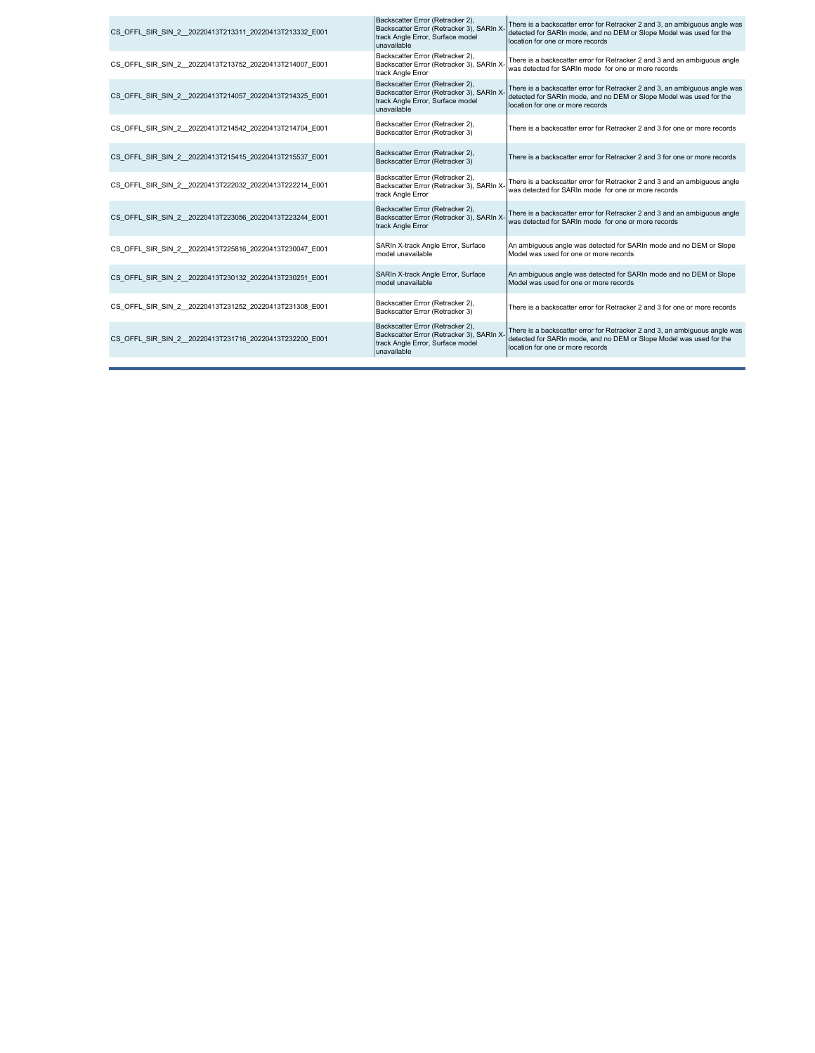| | | |
|---|---|---|
| CS_OFFL_SIR_SIN_2__20220413T213311_20220413T213332_E001 | Backscatter Error (Retracker 2), Backscatter Error (Retracker 3), SARIn X-track Angle Error, Surface model unavailable | There is a backscatter error for Retracker 2 and 3, an ambiguous angle was detected for SARIn mode, and no DEM or Slope Model was used for the location for one or more records |
| CS_OFFL_SIR_SIN_2__20220413T213752_20220413T214007_E001 | Backscatter Error (Retracker 2), Backscatter Error (Retracker 3), SARIn X-track Angle Error | There is a backscatter error for Retracker 2 and 3 and an ambiguous angle was detected for SARIn mode for one or more records |
| CS_OFFL_SIR_SIN_2__20220413T214057_20220413T214325_E001 | Backscatter Error (Retracker 2), Backscatter Error (Retracker 3), SARIn X-track Angle Error, Surface model unavailable | There is a backscatter error for Retracker 2 and 3, an ambiguous angle was detected for SARIn mode, and no DEM or Slope Model was used for the location for one or more records |
| CS_OFFL_SIR_SIN_2__20220413T214542_20220413T214704_E001 | Backscatter Error (Retracker 2), Backscatter Error (Retracker 3) | There is a backscatter error for Retracker 2 and 3 for one or more records |
| CS_OFFL_SIR_SIN_2__20220413T215415_20220413T215537_E001 | Backscatter Error (Retracker 2), Backscatter Error (Retracker 3) | There is a backscatter error for Retracker 2 and 3 for one or more records |
| CS_OFFL_SIR_SIN_2__20220413T222032_20220413T222214_E001 | Backscatter Error (Retracker 2), Backscatter Error (Retracker 3), SARIn X-track Angle Error | There is a backscatter error for Retracker 2 and 3 and an ambiguous angle was detected for SARIn mode for one or more records |
| CS_OFFL_SIR_SIN_2__20220413T223056_20220413T223244_E001 | Backscatter Error (Retracker 2), Backscatter Error (Retracker 3), SARIn X-track Angle Error | There is a backscatter error for Retracker 2 and 3 and an ambiguous angle was detected for SARIn mode for one or more records |
| CS_OFFL_SIR_SIN_2__20220413T225816_20220413T230047_E001 | SARIn X-track Angle Error, Surface model unavailable | An ambiguous angle was detected for SARIn mode and no DEM or Slope Model was used for one or more records |
| CS_OFFL_SIR_SIN_2__20220413T230132_20220413T230251_E001 | SARIn X-track Angle Error, Surface model unavailable | An ambiguous angle was detected for SARIn mode and no DEM or Slope Model was used for one or more records |
| CS_OFFL_SIR_SIN_2__20220413T231252_20220413T231308_E001 | Backscatter Error (Retracker 2), Backscatter Error (Retracker 3) | There is a backscatter error for Retracker 2 and 3 for one or more records |
| CS_OFFL_SIR_SIN_2__20220413T231716_20220413T232200_E001 | Backscatter Error (Retracker 2), Backscatter Error (Retracker 3), SARIn X-track Angle Error, Surface model unavailable | There is a backscatter error for Retracker 2 and 3, an ambiguous angle was detected for SARIn mode, and no DEM or Slope Model was used for the location for one or more records |